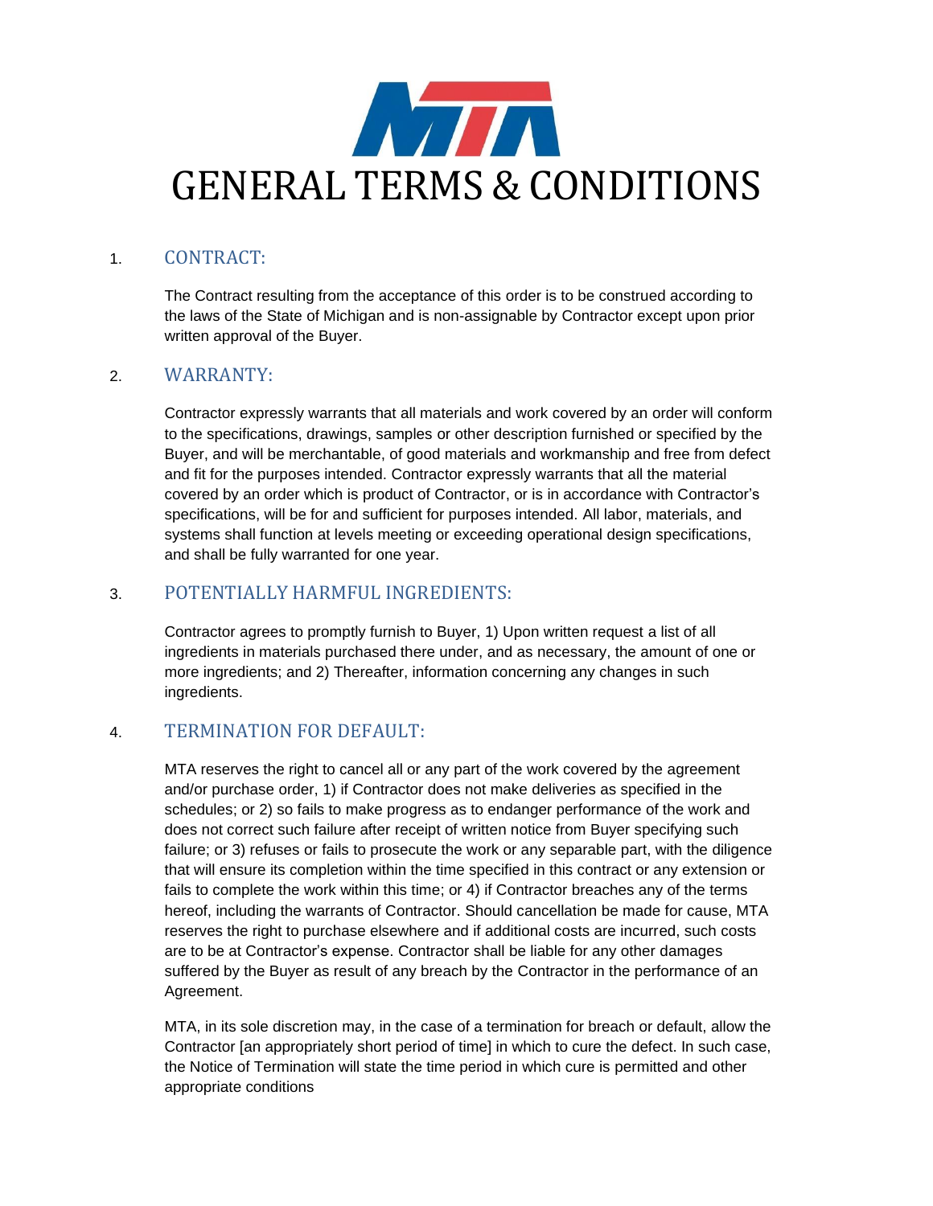# GENERAL TERMS & CONDITIONS

## 1. CONTRACT:

The Contract resulting from the acceptance of this order is to be construed according to the laws of the State of Michigan and is non-assignable by Contractor except upon prior written approval of the Buyer.

## 2. WARRANTY:

Contractor expressly warrants that all materials and work covered by an order will conform to the specifications, drawings, samples or other description furnished or specified by the Buyer, and will be merchantable, of good materials and workmanship and free from defect and fit for the purposes intended. Contractor expressly warrants that all the material covered by an order which is product of Contractor, or is in accordance with Contractor's specifications, will be for and sufficient for purposes intended. All labor, materials, and systems shall function at levels meeting or exceeding operational design specifications, and shall be fully warranted for one year.

## 3. POTENTIALLY HARMFUL INGREDIENTS:

Contractor agrees to promptly furnish to Buyer, 1) Upon written request a list of all ingredients in materials purchased there under, and as necessary, the amount of one or more ingredients; and 2) Thereafter, information concerning any changes in such ingredients.

## 4. TERMINATION FOR DEFAULT:

MTA reserves the right to cancel all or any part of the work covered by the agreement and/or purchase order, 1) if Contractor does not make deliveries as specified in the schedules; or 2) so fails to make progress as to endanger performance of the work and does not correct such failure after receipt of written notice from Buyer specifying such failure; or 3) refuses or fails to prosecute the work or any separable part, with the diligence that will ensure its completion within the time specified in this contract or any extension or fails to complete the work within this time; or 4) if Contractor breaches any of the terms hereof, including the warrants of Contractor. Should cancellation be made for cause, MTA reserves the right to purchase elsewhere and if additional costs are incurred, such costs are to be at Contractor's expense. Contractor shall be liable for any other damages suffered by the Buyer as result of any breach by the Contractor in the performance of an Agreement.

MTA, in its sole discretion may, in the case of a termination for breach or default, allow the Contractor [an appropriately short period of time] in which to cure the defect. In such case, the Notice of Termination will state the time period in which cure is permitted and other appropriate conditions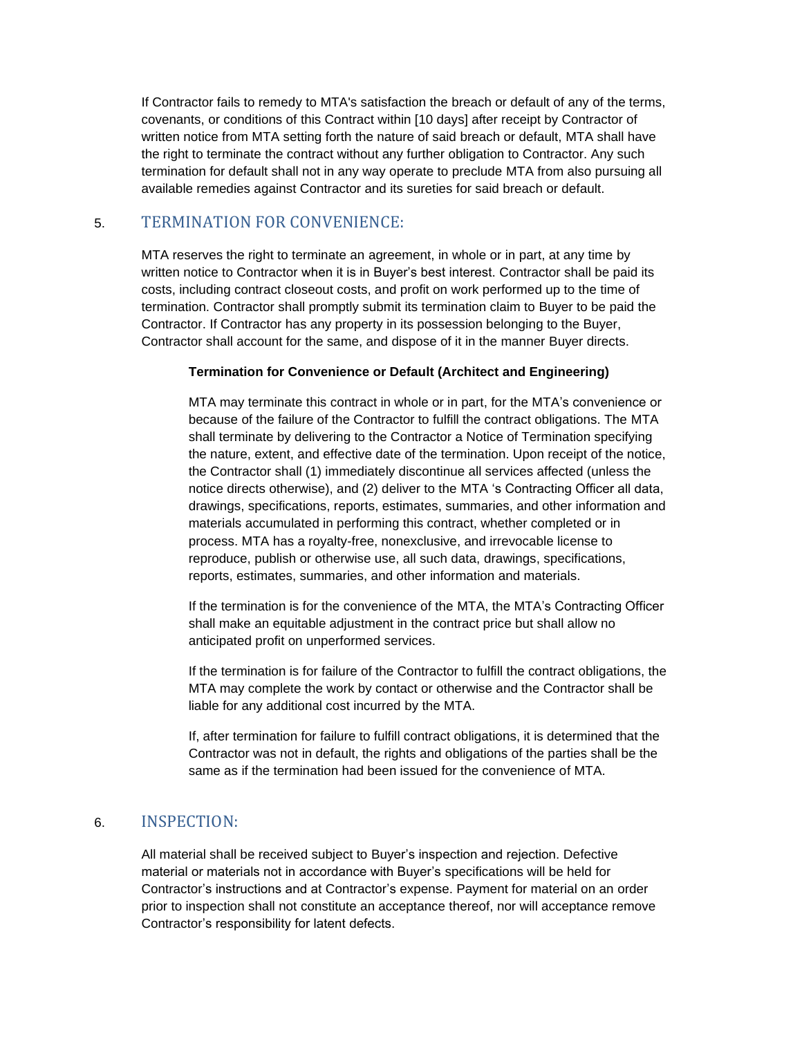If Contractor fails to remedy to MTA's satisfaction the breach or default of any of the terms, covenants, or conditions of this Contract within [10 days] after receipt by Contractor of written notice from MTA setting forth the nature of said breach or default, MTA shall have the right to terminate the contract without any further obligation to Contractor. Any such termination for default shall not in any way operate to preclude MTA from also pursuing all available remedies against Contractor and its sureties for said breach or default.

## 5. TERMINATION FOR CONVENIENCE:

MTA reserves the right to terminate an agreement, in whole or in part, at any time by written notice to Contractor when it is in Buyer's best interest. Contractor shall be paid its costs, including contract closeout costs, and profit on work performed up to the time of termination. Contractor shall promptly submit its termination claim to Buyer to be paid the Contractor. If Contractor has any property in its possession belonging to the Buyer, Contractor shall account for the same, and dispose of it in the manner Buyer directs.

**Termination for Convenience or Default (Architect and Engineering)**

MTA may terminate this contract in whole or in part, for the MTA's convenience or because of the failure of the Contractor to fulfill the contract obligations. The MTA shall terminate by delivering to the Contractor a Notice of Termination specifying the nature, extent, and effective date of the termination. Upon receipt of the notice, the Contractor shall (1) immediately discontinue all services affected (unless the notice directs otherwise), and (2) deliver to the MTA 's Contracting Officer all data, drawings, specifications, reports, estimates, summaries, and other information and materials accumulated in performing this contract, whether completed or in process. MTA has a royalty-free, nonexclusive, and irrevocable license to reproduce, publish or otherwise use, all such data, drawings, specifications, reports, estimates, summaries, and other information and materials.

If the termination is for the convenience of the MTA, the MTA's Contracting Officer shall make an equitable adjustment in the contract price but shall allow no anticipated profit on unperformed services.

If the termination is for failure of the Contractor to fulfill the contract obligations, the MTA may complete the work by contact or otherwise and the Contractor shall be liable for any additional cost incurred by the MTA.

If, after termination for failure to fulfill contract obligations, it is determined that the Contractor was not in default, the rights and obligations of the parties shall be the same as if the termination had been issued for the convenience of MTA.

## 6. INSPECTION:

All material shall be received subject to Buyer's inspection and rejection. Defective material or materials not in accordance with Buyer's specifications will be held for Contractor's instructions and at Contractor's expense. Payment for material on an order prior to inspection shall not constitute an acceptance thereof, nor will acceptance remove Contractor's responsibility for latent defects.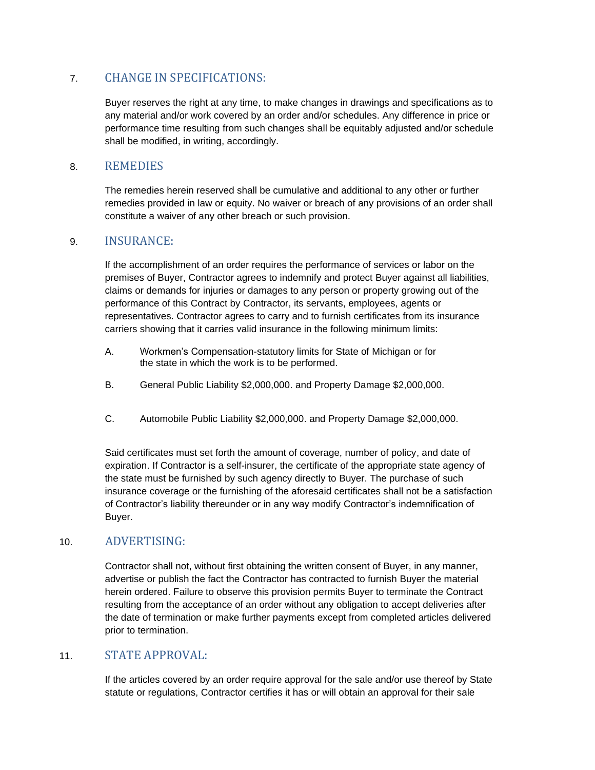## 7. CHANGE IN SPECIFICATIONS:

Buyer reserves the right at any time, to make changes in drawings and specifications as to any material and/or work covered by an order and/or schedules. Any difference in price or performance time resulting from such changes shall be equitably adjusted and/or schedule shall be modified, in writing, accordingly.

## 8. REMEDIES

The remedies herein reserved shall be cumulative and additional to any other or further remedies provided in law or equity. No waiver or breach of any provisions of an order shall constitute a waiver of any other breach or such provision.

## 9. INSURANCE:

If the accomplishment of an order requires the performance of services or labor on the premises of Buyer, Contractor agrees to indemnify and protect Buyer against all liabilities, claims or demands for injuries or damages to any person or property growing out of the performance of this Contract by Contractor, its servants, employees, agents or representatives. Contractor agrees to carry and to furnish certificates from its insurance carriers showing that it carries valid insurance in the following minimum limits:

A. Workmen's Compensation-statutory limits for State of Michigan or for the state in which the work is to be performed.

B. General Public Liability $2,000,000. and Property Damage $2,000,000.

C. Automobile Public Liability $2,000,000. and Property Damage $2,000,000.

Said certificates must set forth the amount of coverage, number of policy, and date of expiration. If Contractor is a self-insurer, the certificate of the appropriate state agency of the state must be furnished by such agency directly to Buyer. The purchase of such insurance coverage or the furnishing of the aforesaid certificates shall not be a satisfaction of Contractor's liability thereunder or in any way modify Contractor's indemnification of Buyer.

## 10. ADVERTISING:

Contractor shall not, without first obtaining the written consent of Buyer, in any manner, advertise or publish the fact the Contractor has contracted to furnish Buyer the material herein ordered. Failure to observe this provision permits Buyer to terminate the Contract resulting from the acceptance of an order without any obligation to accept deliveries after the date of termination or make further payments except from completed articles delivered prior to termination.

## 11. STATE APPROVAL:

If the articles covered by an order require approval for the sale and/or use thereof by State statute or regulations, Contractor certifies it has or will obtain an approval for their sale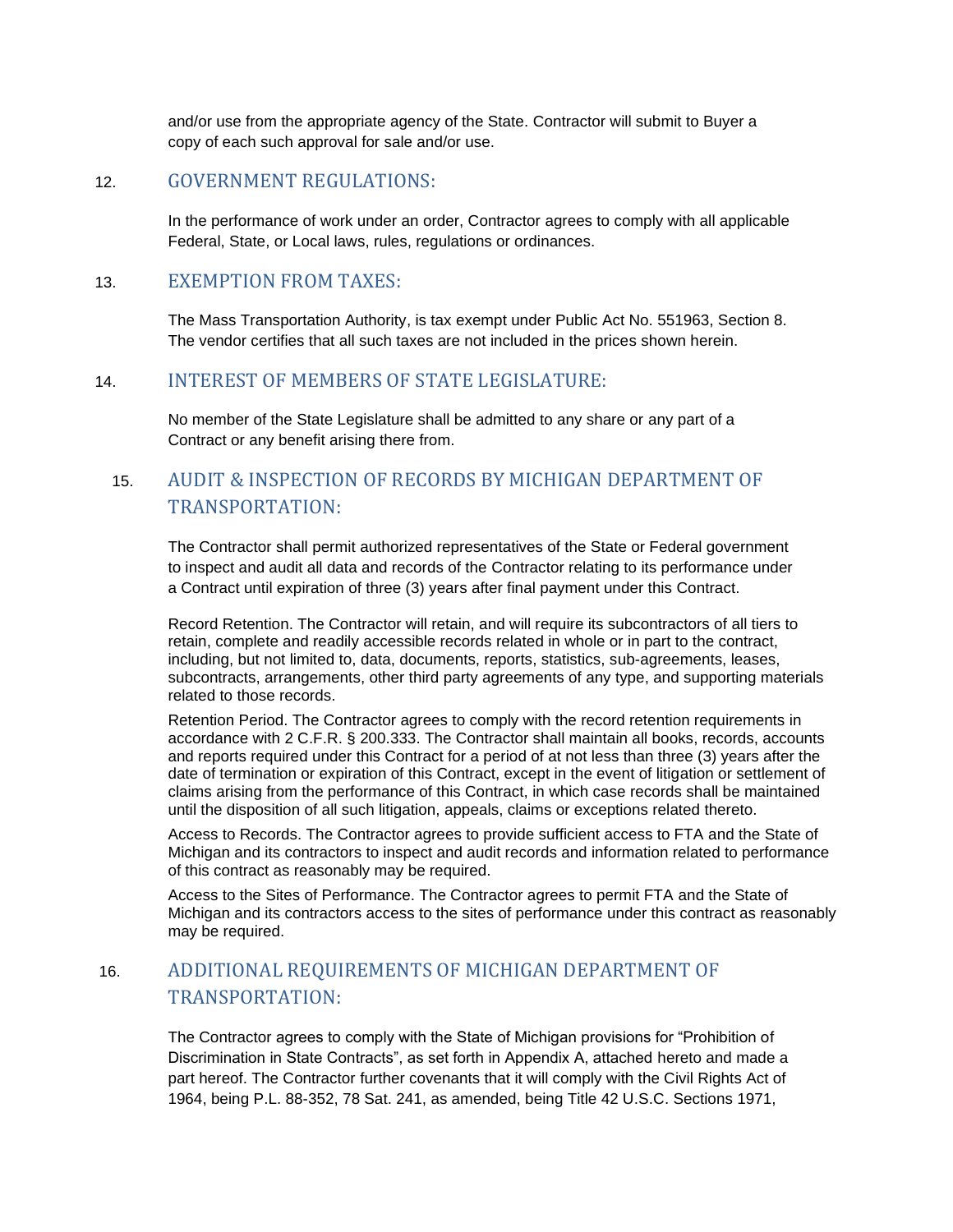and/or use from the appropriate agency of the State. Contractor will submit to Buyer a copy of each such approval for sale and/or use.

## 12. GOVERNMENT REGULATIONS:

In the performance of work under an order, Contractor agrees to comply with all applicable Federal, State, or Local laws, rules, regulations or ordinances.

## 13. EXEMPTION FROM TAXES:

The Mass Transportation Authority, is tax exempt under Public Act No. 551963, Section 8. The vendor certifies that all such taxes are not included in the prices shown herein.

## 14. INTEREST OF MEMBERS OF STATE LEGISLATURE:

No member of the State Legislature shall be admitted to any share or any part of a Contract or any benefit arising there from.

## 15. AUDIT & INSPECTION OF RECORDS BY MICHIGAN DEPARTMENT OF TRANSPORTATION:

The Contractor shall permit authorized representatives of the State or Federal government to inspect and audit all data and records of the Contractor relating to its performance under a Contract until expiration of three (3) years after final payment under this Contract.

Record Retention. The Contractor will retain, and will require its subcontractors of all tiers to retain, complete and readily accessible records related in whole or in part to the contract, including, but not limited to, data, documents, reports, statistics, sub-agreements, leases, subcontracts, arrangements, other third party agreements of any type, and supporting materials related to those records.

Retention Period. The Contractor agrees to comply with the record retention requirements in accordance with 2 C.F.R. § 200.333. The Contractor shall maintain all books, records, accounts and reports required under this Contract for a period of at not less than three (3) years after the date of termination or expiration of this Contract, except in the event of litigation or settlement of claims arising from the performance of this Contract, in which case records shall be maintained until the disposition of all such litigation, appeals, claims or exceptions related thereto.

Access to Records. The Contractor agrees to provide sufficient access to FTA and the State of Michigan and its contractors to inspect and audit records and information related to performance of this contract as reasonably may be required.

Access to the Sites of Performance. The Contractor agrees to permit FTA and the State of Michigan and its contractors access to the sites of performance under this contract as reasonably may be required.

## 16. ADDITIONAL REQUIREMENTS OF MICHIGAN DEPARTMENT OF TRANSPORTATION:

The Contractor agrees to comply with the State of Michigan provisions for "Prohibition of Discrimination in State Contracts", as set forth in Appendix A, attached hereto and made a part hereof. The Contractor further covenants that it will comply with the Civil Rights Act of 1964, being P.L. 88-352, 78 Sat. 241, as amended, being Title 42 U.S.C. Sections 1971,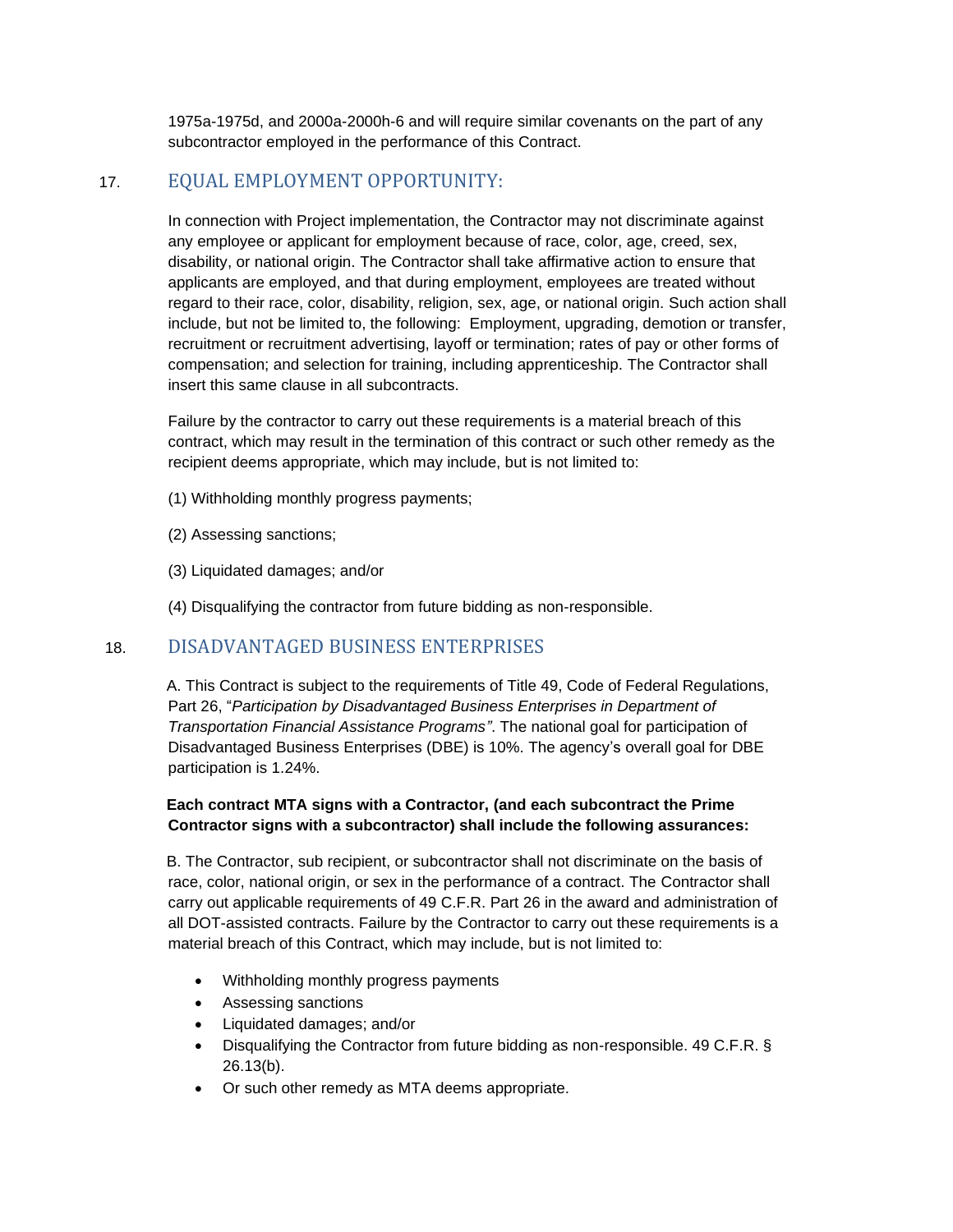1975a-1975d, and 2000a-2000h-6 and will require similar covenants on the part of any subcontractor employed in the performance of this Contract.

## 17. EQUAL EMPLOYMENT OPPORTUNITY:

In connection with Project implementation, the Contractor may not discriminate against any employee or applicant for employment because of race, color, age, creed, sex, disability, or national origin. The Contractor shall take affirmative action to ensure that applicants are employed, and that during employment, employees are treated without regard to their race, color, disability, religion, sex, age, or national origin. Such action shall include, but not be limited to, the following: Employment, upgrading, demotion or transfer, recruitment or recruitment advertising, layoff or termination; rates of pay or other forms of compensation; and selection for training, including apprenticeship. The Contractor shall insert this same clause in all subcontracts.

Failure by the contractor to carry out these requirements is a material breach of this contract, which may result in the termination of this contract or such other remedy as the recipient deems appropriate, which may include, but is not limited to:

(1) Withholding monthly progress payments;

(2) Assessing sanctions;

(3) Liquidated damages; and/or

(4) Disqualifying the contractor from future bidding as non-responsible.

## 18. DISADVANTAGED BUSINESS ENTERPRISES

A. This Contract is subject to the requirements of Title 49, Code of Federal Regulations, Part 26, "*Participation by Disadvantaged Business Enterprises in Department of Transportation Financial Assistance Programs"*. The national goal for participation of Disadvantaged Business Enterprises (DBE) is 10%. The agency's overall goal for DBE participation is 1.24%.

**Each contract MTA signs with a Contractor, (and each subcontract the Prime Contractor signs with a subcontractor) shall include the following assurances:**

B. The Contractor, sub recipient, or subcontractor shall not discriminate on the basis of race, color, national origin, or sex in the performance of a contract. The Contractor shall carry out applicable requirements of 49 C.F.R. Part 26 in the award and administration of all DOT-assisted contracts. Failure by the Contractor to carry out these requirements is a material breach of this Contract, which may include, but is not limited to:

- Withholding monthly progress payments
- Assessing sanctions
- Liquidated damages; and/or
- Disqualifying the Contractor from future bidding as non-responsible. 49 C.F.R. § 26.13(b).
- Or such other remedy as MTA deems appropriate.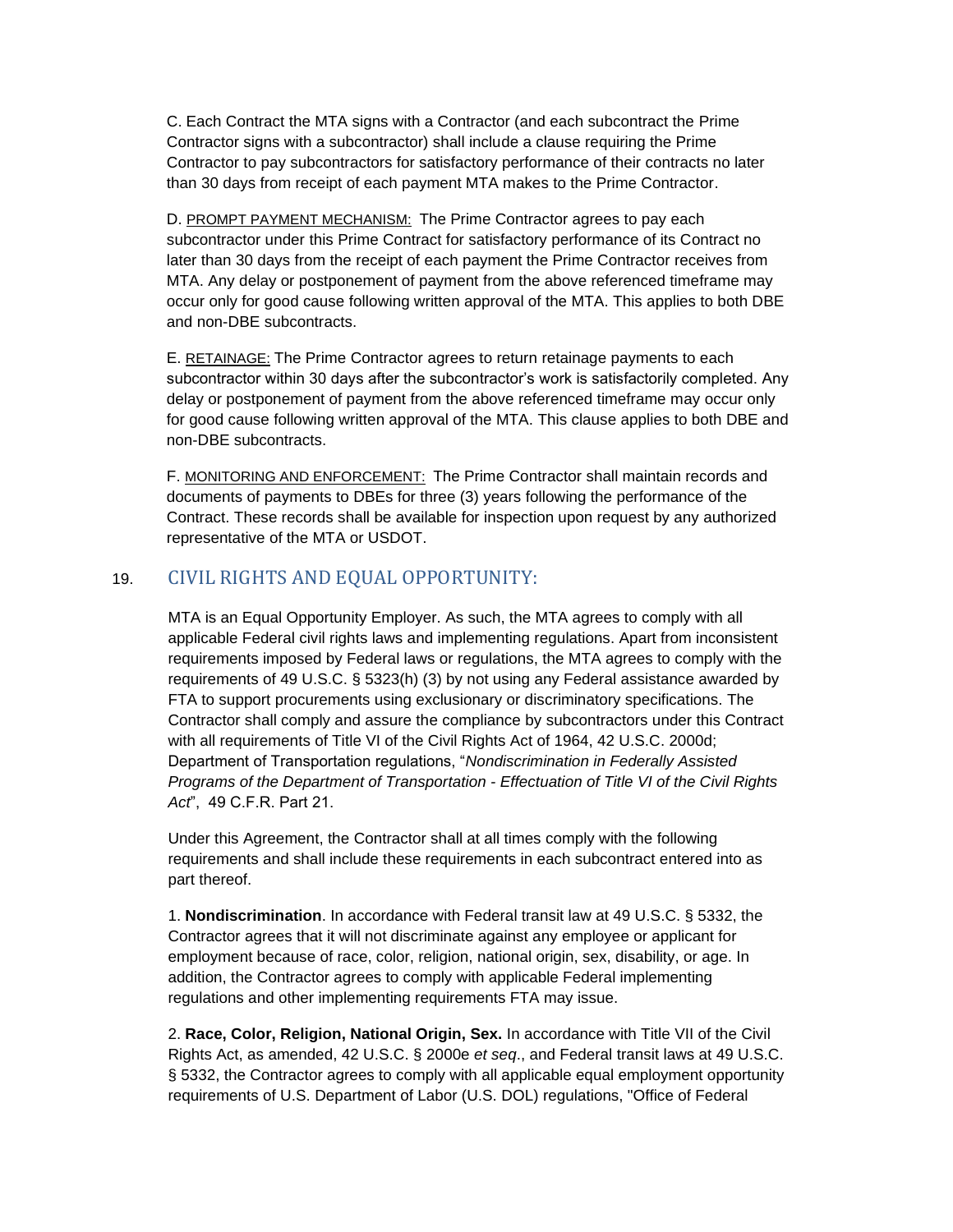C. Each Contract the MTA signs with a Contractor (and each subcontract the Prime Contractor signs with a subcontractor) shall include a clause requiring the Prime Contractor to pay subcontractors for satisfactory performance of their contracts no later than 30 days from receipt of each payment MTA makes to the Prime Contractor.

D. PROMPT PAYMENT MECHANISM: The Prime Contractor agrees to pay each subcontractor under this Prime Contract for satisfactory performance of its Contract no later than 30 days from the receipt of each payment the Prime Contractor receives from MTA. Any delay or postponement of payment from the above referenced timeframe may occur only for good cause following written approval of the MTA. This applies to both DBE and non-DBE subcontracts.

E. RETAINAGE: The Prime Contractor agrees to return retainage payments to each subcontractor within 30 days after the subcontractor's work is satisfactorily completed. Any delay or postponement of payment from the above referenced timeframe may occur only for good cause following written approval of the MTA. This clause applies to both DBE and non-DBE subcontracts.

F. MONITORING AND ENFORCEMENT: The Prime Contractor shall maintain records and documents of payments to DBEs for three (3) years following the performance of the Contract. These records shall be available for inspection upon request by any authorized representative of the MTA or USDOT.

## 19. CIVIL RIGHTS AND EQUAL OPPORTUNITY:

MTA is an Equal Opportunity Employer. As such, the MTA agrees to comply with all applicable Federal civil rights laws and implementing regulations. Apart from inconsistent requirements imposed by Federal laws or regulations, the MTA agrees to comply with the requirements of 49 U.S.C. § 5323(h) (3) by not using any Federal assistance awarded by FTA to support procurements using exclusionary or discriminatory specifications. The Contractor shall comply and assure the compliance by subcontractors under this Contract with all requirements of Title VI of the Civil Rights Act of 1964, 42 U.S.C. 2000d; Department of Transportation regulations, "*Nondiscrimination in Federally Assisted Programs of the Department of Transportation - Effectuation of Title VI of the Civil Rights Act*", 49 C.F.R. Part 21.

Under this Agreement, the Contractor shall at all times comply with the following requirements and shall include these requirements in each subcontract entered into as part thereof.

1. **Nondiscrimination**. In accordance with Federal transit law at 49 U.S.C. § 5332, the Contractor agrees that it will not discriminate against any employee or applicant for employment because of race, color, religion, national origin, sex, disability, or age. In addition, the Contractor agrees to comply with applicable Federal implementing regulations and other implementing requirements FTA may issue.

2. **Race, Color, Religion, National Origin, Sex.** In accordance with Title VII of the Civil Rights Act, as amended, 42 U.S.C. § 2000e *et seq*., and Federal transit laws at 49 U.S.C. § 5332, the Contractor agrees to comply with all applicable equal employment opportunity requirements of U.S. Department of Labor (U.S. DOL) regulations, "Office of Federal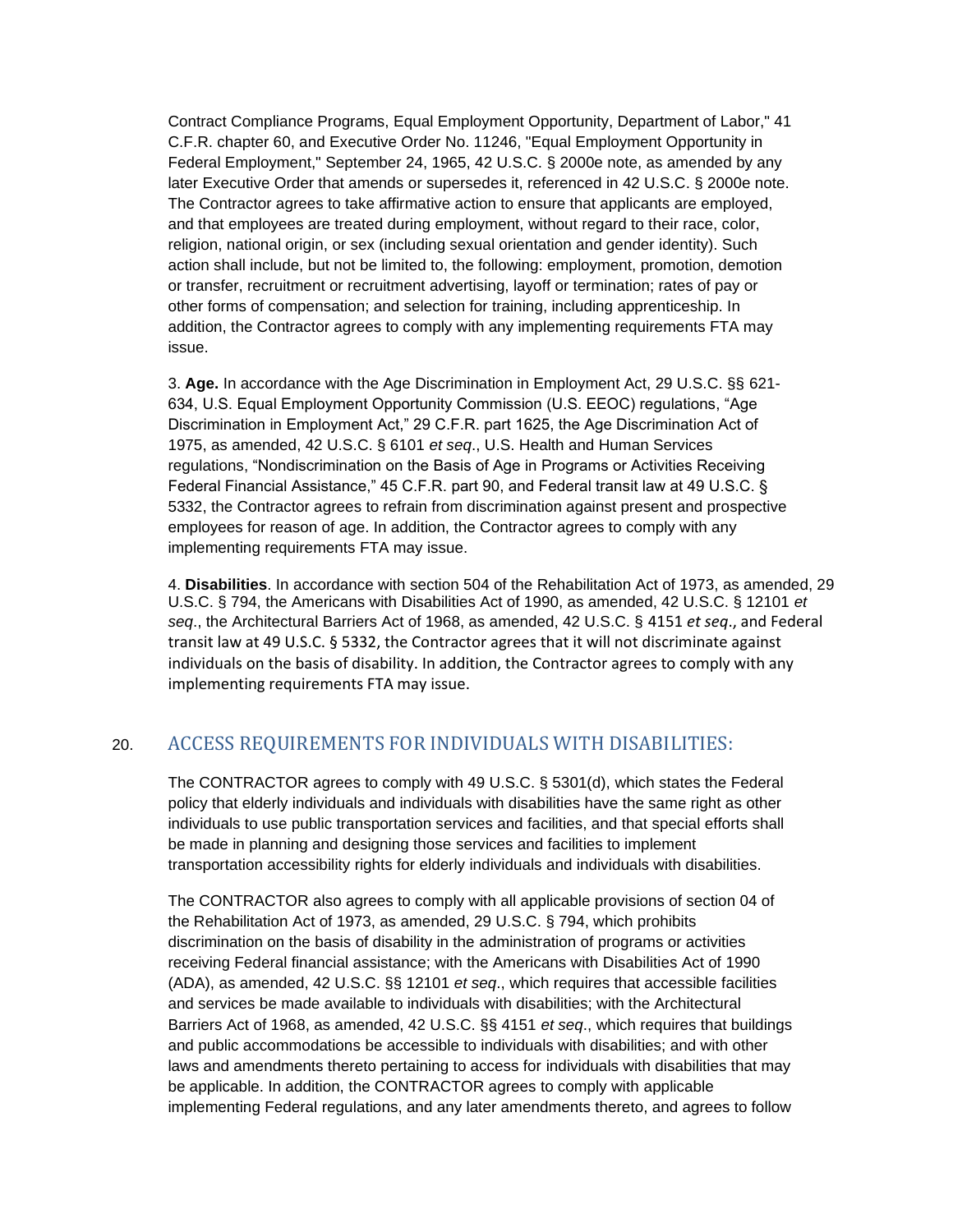Contract Compliance Programs, Equal Employment Opportunity, Department of Labor," 41 C.F.R. chapter 60, and Executive Order No. 11246, "Equal Employment Opportunity in Federal Employment," September 24, 1965, 42 U.S.C. § 2000e note, as amended by any later Executive Order that amends or supersedes it, referenced in 42 U.S.C. § 2000e note. The Contractor agrees to take affirmative action to ensure that applicants are employed, and that employees are treated during employment, without regard to their race, color, religion, national origin, or sex (including sexual orientation and gender identity). Such action shall include, but not be limited to, the following: employment, promotion, demotion or transfer, recruitment or recruitment advertising, layoff or termination; rates of pay or other forms of compensation; and selection for training, including apprenticeship. In addition, the Contractor agrees to comply with any implementing requirements FTA may issue.

3. **Age.** In accordance with the Age Discrimination in Employment Act, 29 U.S.C. §§ 621-634, U.S. Equal Employment Opportunity Commission (U.S. EEOC) regulations, "Age Discrimination in Employment Act," 29 C.F.R. part 1625, the Age Discrimination Act of 1975, as amended, 42 U.S.C. § 6101 *et seq*., U.S. Health and Human Services regulations, "Nondiscrimination on the Basis of Age in Programs or Activities Receiving Federal Financial Assistance," 45 C.F.R. part 90, and Federal transit law at 49 U.S.C. § 5332, the Contractor agrees to refrain from discrimination against present and prospective employees for reason of age. In addition, the Contractor agrees to comply with any implementing requirements FTA may issue.

4. **Disabilities**. In accordance with section 504 of the Rehabilitation Act of 1973, as amended, 29 U.S.C. § 794, the Americans with Disabilities Act of 1990, as amended, 42 U.S.C. § 12101 *et seq*., the Architectural Barriers Act of 1968, as amended, 42 U.S.C. § 4151 *et seq*., and Federal transit law at 49 U.S.C. § 5332, the Contractor agrees that it will not discriminate against individuals on the basis of disability. In addition, the Contractor agrees to comply with any implementing requirements FTA may issue.

## 20. ACCESS REQUIREMENTS FOR INDIVIDUALS WITH DISABILITIES:

The CONTRACTOR agrees to comply with 49 U.S.C. § 5301(d), which states the Federal policy that elderly individuals and individuals with disabilities have the same right as other individuals to use public transportation services and facilities, and that special efforts shall be made in planning and designing those services and facilities to implement transportation accessibility rights for elderly individuals and individuals with disabilities.

The CONTRACTOR also agrees to comply with all applicable provisions of section 04 of the Rehabilitation Act of 1973, as amended, 29 U.S.C. § 794, which prohibits discrimination on the basis of disability in the administration of programs or activities receiving Federal financial assistance; with the Americans with Disabilities Act of 1990 (ADA), as amended, 42 U.S.C. §§ 12101 *et seq*., which requires that accessible facilities and services be made available to individuals with disabilities; with the Architectural Barriers Act of 1968, as amended, 42 U.S.C. §§ 4151 *et seq*., which requires that buildings and public accommodations be accessible to individuals with disabilities; and with other laws and amendments thereto pertaining to access for individuals with disabilities that may be applicable. In addition, the CONTRACTOR agrees to comply with applicable implementing Federal regulations, and any later amendments thereto, and agrees to follow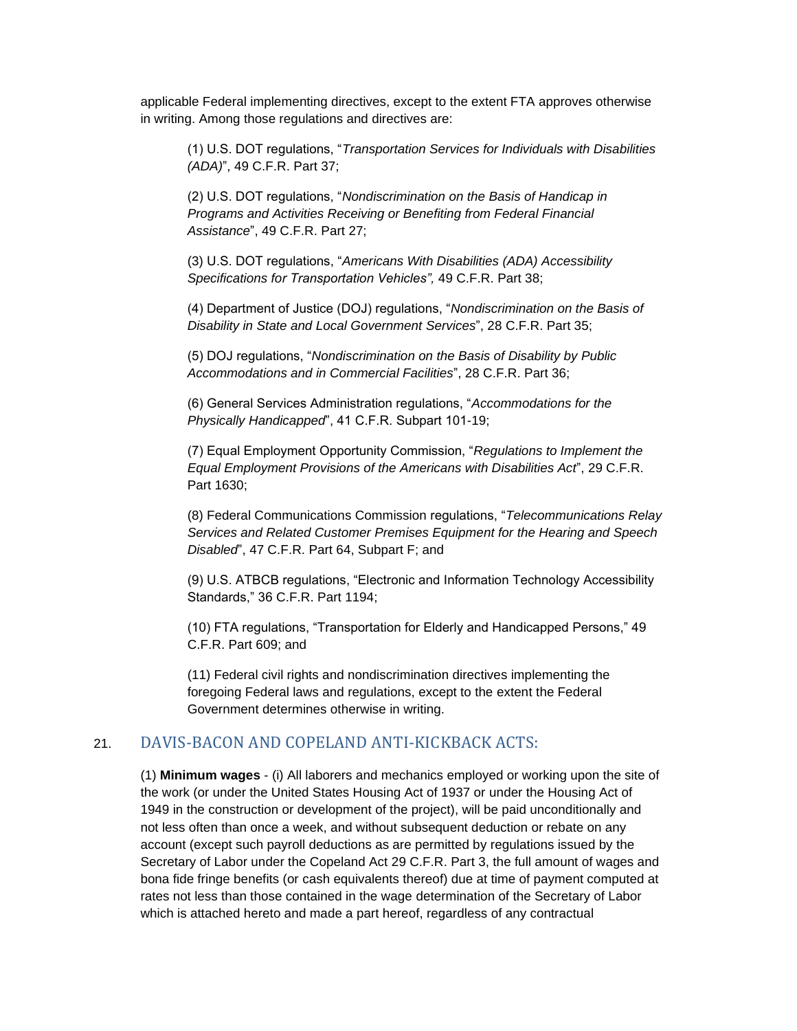applicable Federal implementing directives, except to the extent FTA approves otherwise in writing. Among those regulations and directives are:

(1) U.S. DOT regulations, "*Transportation Services for Individuals with Disabilities (ADA)*", 49 C.F.R. Part 37;

(2) U.S. DOT regulations, "*Nondiscrimination on the Basis of Handicap in Programs and Activities Receiving or Benefiting from Federal Financial Assistance*", 49 C.F.R. Part 27;

(3) U.S. DOT regulations, "*Americans With Disabilities (ADA) Accessibility Specifications for Transportation Vehicles",* 49 C.F.R. Part 38;

(4) Department of Justice (DOJ) regulations, "*Nondiscrimination on the Basis of Disability in State and Local Government Services*", 28 C.F.R. Part 35;

(5) DOJ regulations, "*Nondiscrimination on the Basis of Disability by Public Accommodations and in Commercial Facilities*", 28 C.F.R. Part 36;

(6) General Services Administration regulations, "*Accommodations for the Physically Handicapped*", 41 C.F.R. Subpart 101-19;

(7) Equal Employment Opportunity Commission, "*Regulations to Implement the Equal Employment Provisions of the Americans with Disabilities Act*", 29 C.F.R. Part 1630;

(8) Federal Communications Commission regulations, "*Telecommunications Relay Services and Related Customer Premises Equipment for the Hearing and Speech Disabled*", 47 C.F.R. Part 64, Subpart F; and

(9) U.S. ATBCB regulations, "Electronic and Information Technology Accessibility Standards," 36 C.F.R. Part 1194;

(10) FTA regulations, "Transportation for Elderly and Handicapped Persons," 49 C.F.R. Part 609; and

(11) Federal civil rights and nondiscrimination directives implementing the foregoing Federal laws and regulations, except to the extent the Federal Government determines otherwise in writing.

## 21. DAVIS-BACON AND COPELAND ANTI-KICKBACK ACTS:

(1) **Minimum wages** - (i) All laborers and mechanics employed or working upon the site of the work (or under the United States Housing Act of 1937 or under the Housing Act of 1949 in the construction or development of the project), will be paid unconditionally and not less often than once a week, and without subsequent deduction or rebate on any account (except such payroll deductions as are permitted by regulations issued by the Secretary of Labor under the Copeland Act 29 C.F.R. Part 3, the full amount of wages and bona fide fringe benefits (or cash equivalents thereof) due at time of payment computed at rates not less than those contained in the wage determination of the Secretary of Labor which is attached hereto and made a part hereof, regardless of any contractual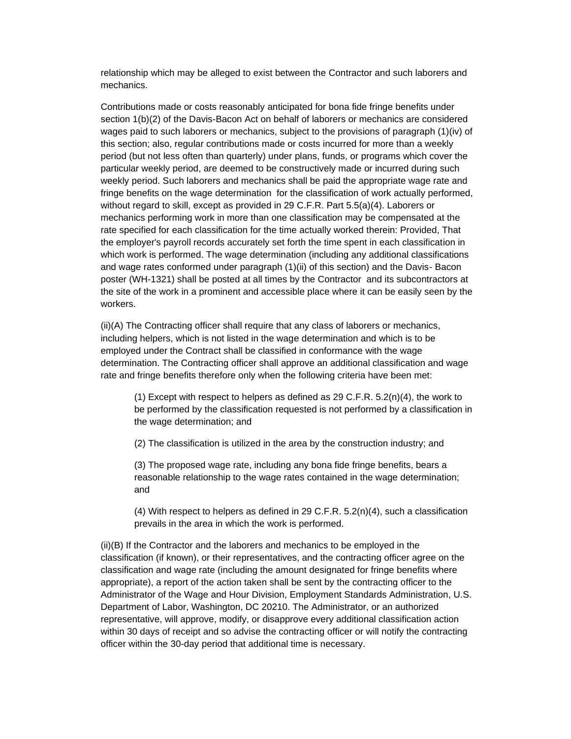relationship which may be alleged to exist between the Contractor and such laborers and mechanics.

Contributions made or costs reasonably anticipated for bona fide fringe benefits under section 1(b)(2) of the Davis-Bacon Act on behalf of laborers or mechanics are considered wages paid to such laborers or mechanics, subject to the provisions of paragraph (1)(iv) of this section; also, regular contributions made or costs incurred for more than a weekly period (but not less often than quarterly) under plans, funds, or programs which cover the particular weekly period, are deemed to be constructively made or incurred during such weekly period. Such laborers and mechanics shall be paid the appropriate wage rate and fringe benefits on the wage determination for the classification of work actually performed, without regard to skill, except as provided in 29 C.F.R. Part 5.5(a)(4). Laborers or mechanics performing work in more than one classification may be compensated at the rate specified for each classification for the time actually worked therein: Provided, That the employer's payroll records accurately set forth the time spent in each classification in which work is performed. The wage determination (including any additional classifications and wage rates conformed under paragraph (1)(ii) of this section) and the Davis- Bacon poster (WH-1321) shall be posted at all times by the Contractor and its subcontractors at the site of the work in a prominent and accessible place where it can be easily seen by the workers.

(ii)(A) The Contracting officer shall require that any class of laborers or mechanics, including helpers, which is not listed in the wage determination and which is to be employed under the Contract shall be classified in conformance with the wage determination. The Contracting officer shall approve an additional classification and wage rate and fringe benefits therefore only when the following criteria have been met:

> (1) Except with respect to helpers as defined as 29 C.F.R. 5.2(n)(4), the work to be performed by the classification requested is not performed by a classification in the wage determination; and
>
> (2) The classification is utilized in the area by the construction industry; and
>
> (3) The proposed wage rate, including any bona fide fringe benefits, bears a reasonable relationship to the wage rates contained in the wage determination; and
>
> (4) With respect to helpers as defined in 29 C.F.R. 5.2(n)(4), such a classification prevails in the area in which the work is performed.

(ii)(B) If the Contractor and the laborers and mechanics to be employed in the classification (if known), or their representatives, and the contracting officer agree on the classification and wage rate (including the amount designated for fringe benefits where appropriate), a report of the action taken shall be sent by the contracting officer to the Administrator of the Wage and Hour Division, Employment Standards Administration, U.S. Department of Labor, Washington, DC 20210. The Administrator, or an authorized representative, will approve, modify, or disapprove every additional classification action within 30 days of receipt and so advise the contracting officer or will notify the contracting officer within the 30-day period that additional time is necessary.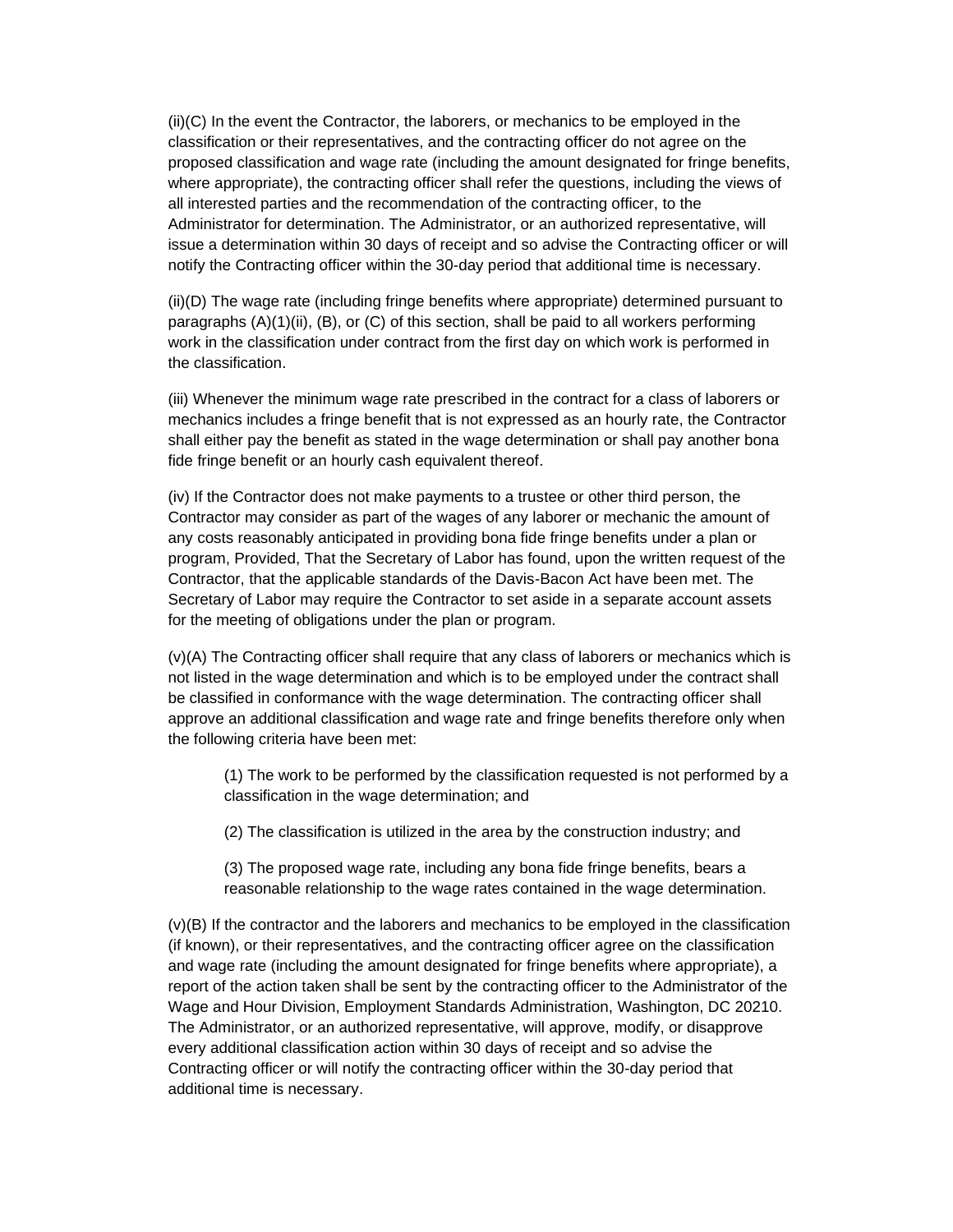(ii)(C) In the event the Contractor, the laborers, or mechanics to be employed in the classification or their representatives, and the contracting officer do not agree on the proposed classification and wage rate (including the amount designated for fringe benefits, where appropriate), the contracting officer shall refer the questions, including the views of all interested parties and the recommendation of the contracting officer, to the Administrator for determination. The Administrator, or an authorized representative, will issue a determination within 30 days of receipt and so advise the Contracting officer or will notify the Contracting officer within the 30-day period that additional time is necessary.

(ii)(D) The wage rate (including fringe benefits where appropriate) determined pursuant to paragraphs (A)(1)(ii), (B), or (C) of this section, shall be paid to all workers performing work in the classification under contract from the first day on which work is performed in the classification.

(iii) Whenever the minimum wage rate prescribed in the contract for a class of laborers or mechanics includes a fringe benefit that is not expressed as an hourly rate, the Contractor shall either pay the benefit as stated in the wage determination or shall pay another bona fide fringe benefit or an hourly cash equivalent thereof.

(iv) If the Contractor does not make payments to a trustee or other third person, the Contractor may consider as part of the wages of any laborer or mechanic the amount of any costs reasonably anticipated in providing bona fide fringe benefits under a plan or program, Provided, That the Secretary of Labor has found, upon the written request of the Contractor, that the applicable standards of the Davis-Bacon Act have been met. The Secretary of Labor may require the Contractor to set aside in a separate account assets for the meeting of obligations under the plan or program.

(v)(A) The Contracting officer shall require that any class of laborers or mechanics which is not listed in the wage determination and which is to be employed under the contract shall be classified in conformance with the wage determination. The contracting officer shall approve an additional classification and wage rate and fringe benefits therefore only when the following criteria have been met:

> (1) The work to be performed by the classification requested is not performed by a classification in the wage determination; and
>
> (2) The classification is utilized in the area by the construction industry; and
>
> (3) The proposed wage rate, including any bona fide fringe benefits, bears a reasonable relationship to the wage rates contained in the wage determination.

(v)(B) If the contractor and the laborers and mechanics to be employed in the classification (if known), or their representatives, and the contracting officer agree on the classification and wage rate (including the amount designated for fringe benefits where appropriate), a report of the action taken shall be sent by the contracting officer to the Administrator of the Wage and Hour Division, Employment Standards Administration, Washington, DC 20210. The Administrator, or an authorized representative, will approve, modify, or disapprove every additional classification action within 30 days of receipt and so advise the Contracting officer or will notify the contracting officer within the 30-day period that additional time is necessary.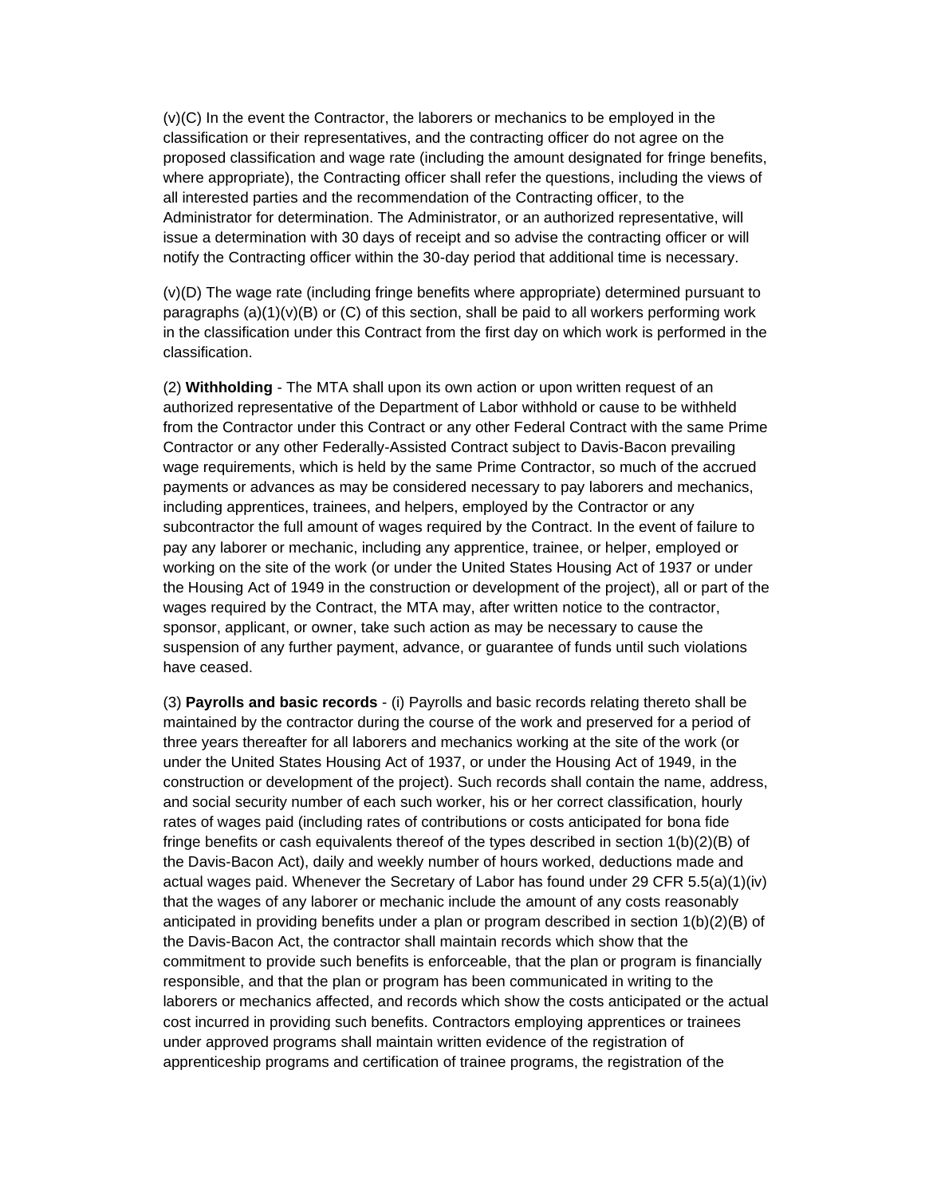(v)(C) In the event the Contractor, the laborers or mechanics to be employed in the classification or their representatives, and the contracting officer do not agree on the proposed classification and wage rate (including the amount designated for fringe benefits, where appropriate), the Contracting officer shall refer the questions, including the views of all interested parties and the recommendation of the Contracting officer, to the Administrator for determination. The Administrator, or an authorized representative, will issue a determination with 30 days of receipt and so advise the contracting officer or will notify the Contracting officer within the 30-day period that additional time is necessary.

(v)(D) The wage rate (including fringe benefits where appropriate) determined pursuant to paragraphs (a)(1)(v)(B) or (C) of this section, shall be paid to all workers performing work in the classification under this Contract from the first day on which work is performed in the classification.

(2) **Withholding** - The MTA shall upon its own action or upon written request of an authorized representative of the Department of Labor withhold or cause to be withheld from the Contractor under this Contract or any other Federal Contract with the same Prime Contractor or any other Federally-Assisted Contract subject to Davis-Bacon prevailing wage requirements, which is held by the same Prime Contractor, so much of the accrued payments or advances as may be considered necessary to pay laborers and mechanics, including apprentices, trainees, and helpers, employed by the Contractor or any subcontractor the full amount of wages required by the Contract. In the event of failure to pay any laborer or mechanic, including any apprentice, trainee, or helper, employed or working on the site of the work (or under the United States Housing Act of 1937 or under the Housing Act of 1949 in the construction or development of the project), all or part of the wages required by the Contract, the MTA may, after written notice to the contractor, sponsor, applicant, or owner, take such action as may be necessary to cause the suspension of any further payment, advance, or guarantee of funds until such violations have ceased.

(3) **Payrolls and basic records** - (i) Payrolls and basic records relating thereto shall be maintained by the contractor during the course of the work and preserved for a period of three years thereafter for all laborers and mechanics working at the site of the work (or under the United States Housing Act of 1937, or under the Housing Act of 1949, in the construction or development of the project). Such records shall contain the name, address, and social security number of each such worker, his or her correct classification, hourly rates of wages paid (including rates of contributions or costs anticipated for bona fide fringe benefits or cash equivalents thereof of the types described in section 1(b)(2)(B) of the Davis-Bacon Act), daily and weekly number of hours worked, deductions made and actual wages paid. Whenever the Secretary of Labor has found under 29 CFR 5.5(a)(1)(iv) that the wages of any laborer or mechanic include the amount of any costs reasonably anticipated in providing benefits under a plan or program described in section 1(b)(2)(B) of the Davis-Bacon Act, the contractor shall maintain records which show that the commitment to provide such benefits is enforceable, that the plan or program is financially responsible, and that the plan or program has been communicated in writing to the laborers or mechanics affected, and records which show the costs anticipated or the actual cost incurred in providing such benefits. Contractors employing apprentices or trainees under approved programs shall maintain written evidence of the registration of apprenticeship programs and certification of trainee programs, the registration of the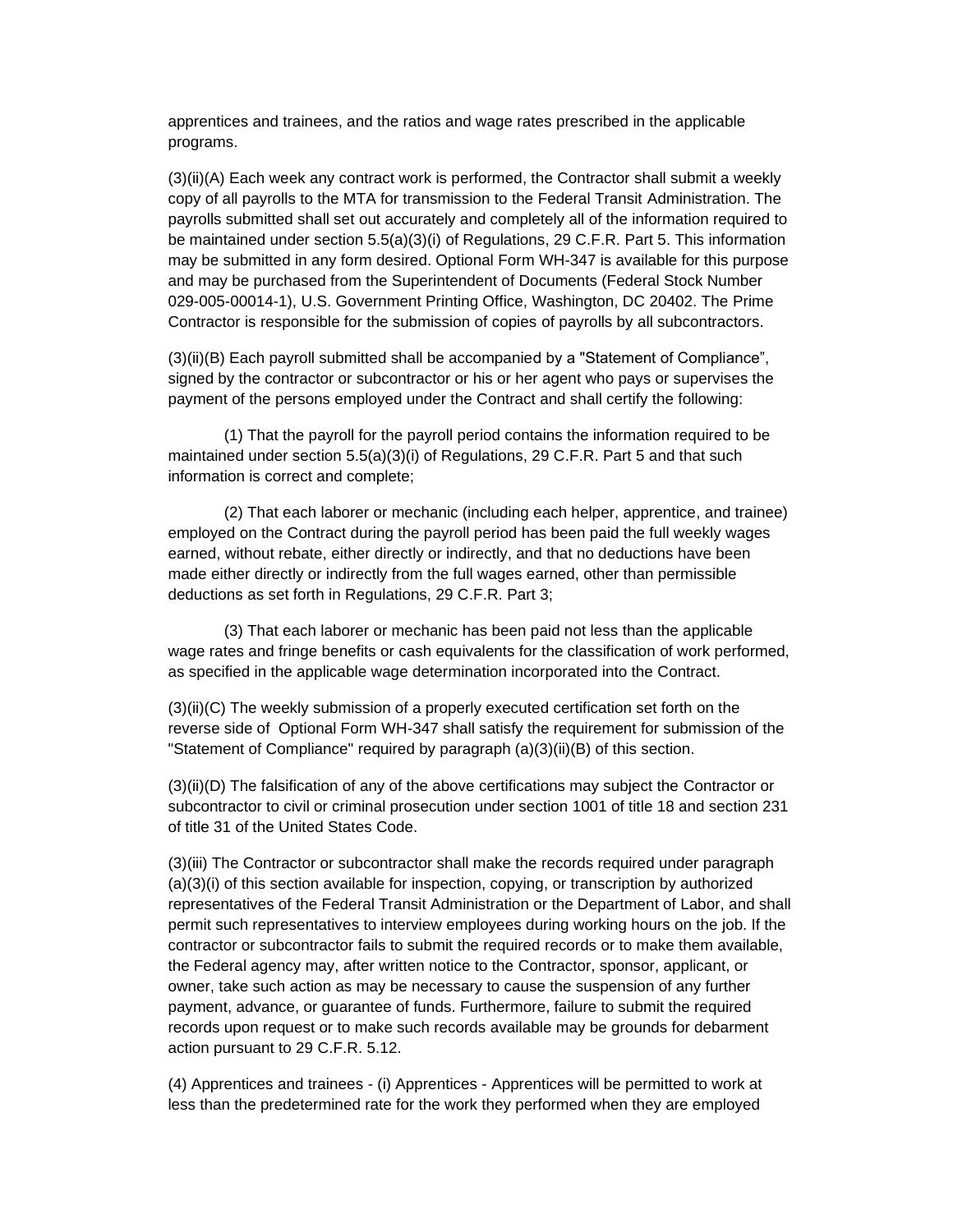apprentices and trainees, and the ratios and wage rates prescribed in the applicable programs.

(3)(ii)(A) Each week any contract work is performed, the Contractor shall submit a weekly copy of all payrolls to the MTA for transmission to the Federal Transit Administration. The payrolls submitted shall set out accurately and completely all of the information required to be maintained under section 5.5(a)(3)(i) of Regulations, 29 C.F.R. Part 5. This information may be submitted in any form desired. Optional Form WH-347 is available for this purpose and may be purchased from the Superintendent of Documents (Federal Stock Number 029-005-00014-1), U.S. Government Printing Office, Washington, DC 20402. The Prime Contractor is responsible for the submission of copies of payrolls by all subcontractors.

(3)(ii)(B) Each payroll submitted shall be accompanied by a "Statement of Compliance", signed by the contractor or subcontractor or his or her agent who pays or supervises the payment of the persons employed under the Contract and shall certify the following:

(1) That the payroll for the payroll period contains the information required to be maintained under section 5.5(a)(3)(i) of Regulations, 29 C.F.R. Part 5 and that such information is correct and complete;

(2) That each laborer or mechanic (including each helper, apprentice, and trainee) employed on the Contract during the payroll period has been paid the full weekly wages earned, without rebate, either directly or indirectly, and that no deductions have been made either directly or indirectly from the full wages earned, other than permissible deductions as set forth in Regulations, 29 C.F.R. Part 3;

(3) That each laborer or mechanic has been paid not less than the applicable wage rates and fringe benefits or cash equivalents for the classification of work performed, as specified in the applicable wage determination incorporated into the Contract.

(3)(ii)(C) The weekly submission of a properly executed certification set forth on the reverse side of Optional Form WH-347 shall satisfy the requirement for submission of the "Statement of Compliance" required by paragraph (a)(3)(ii)(B) of this section.

(3)(ii)(D) The falsification of any of the above certifications may subject the Contractor or subcontractor to civil or criminal prosecution under section 1001 of title 18 and section 231 of title 31 of the United States Code.

(3)(iii) The Contractor or subcontractor shall make the records required under paragraph (a)(3)(i) of this section available for inspection, copying, or transcription by authorized representatives of the Federal Transit Administration or the Department of Labor, and shall permit such representatives to interview employees during working hours on the job. If the contractor or subcontractor fails to submit the required records or to make them available, the Federal agency may, after written notice to the Contractor, sponsor, applicant, or owner, take such action as may be necessary to cause the suspension of any further payment, advance, or guarantee of funds. Furthermore, failure to submit the required records upon request or to make such records available may be grounds for debarment action pursuant to 29 C.F.R. 5.12.

(4) Apprentices and trainees - (i) Apprentices - Apprentices will be permitted to work at less than the predetermined rate for the work they performed when they are employed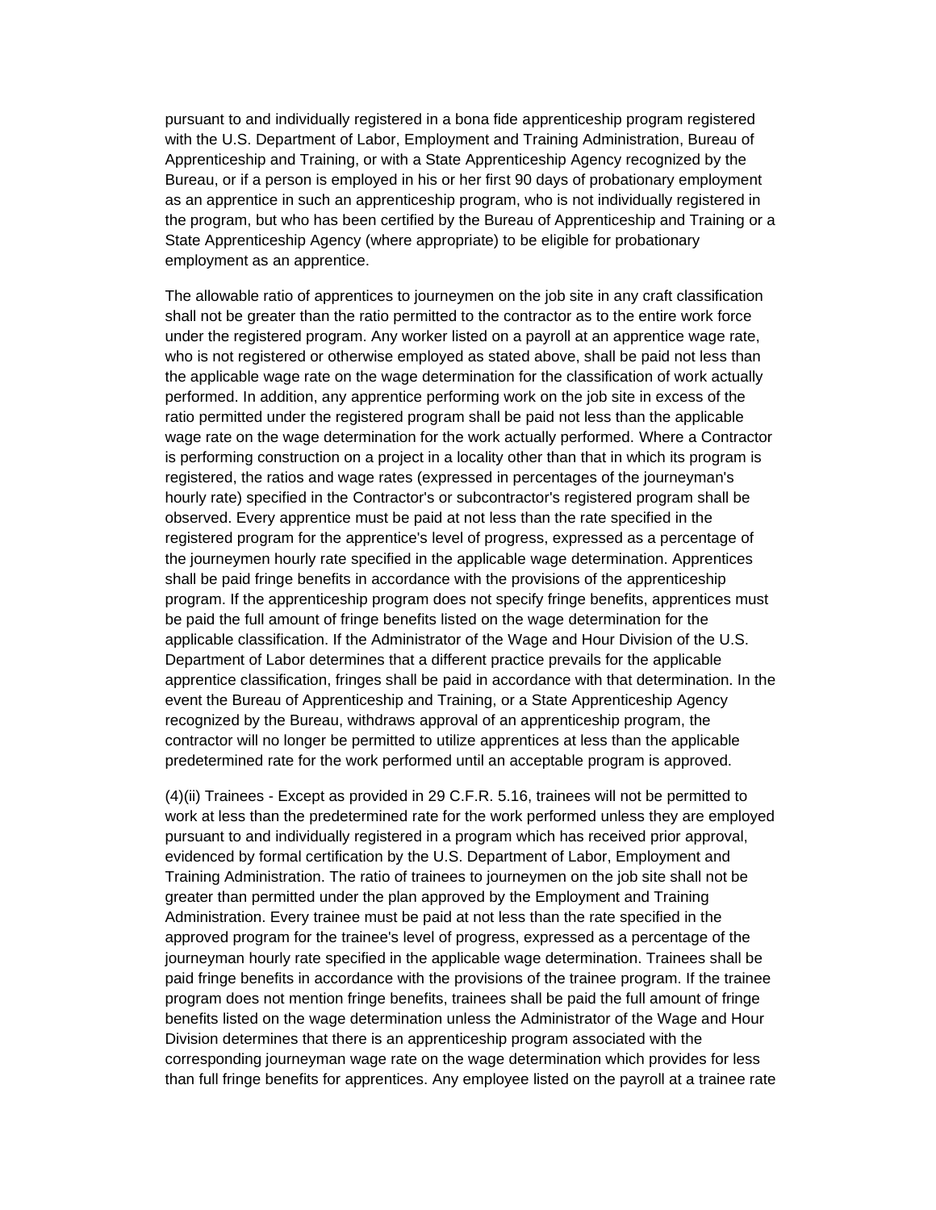pursuant to and individually registered in a bona fide apprenticeship program registered with the U.S. Department of Labor, Employment and Training Administration, Bureau of Apprenticeship and Training, or with a State Apprenticeship Agency recognized by the Bureau, or if a person is employed in his or her first 90 days of probationary employment as an apprentice in such an apprenticeship program, who is not individually registered in the program, but who has been certified by the Bureau of Apprenticeship and Training or a State Apprenticeship Agency (where appropriate) to be eligible for probationary employment as an apprentice.

The allowable ratio of apprentices to journeymen on the job site in any craft classification shall not be greater than the ratio permitted to the contractor as to the entire work force under the registered program. Any worker listed on a payroll at an apprentice wage rate, who is not registered or otherwise employed as stated above, shall be paid not less than the applicable wage rate on the wage determination for the classification of work actually performed. In addition, any apprentice performing work on the job site in excess of the ratio permitted under the registered program shall be paid not less than the applicable wage rate on the wage determination for the work actually performed. Where a Contractor is performing construction on a project in a locality other than that in which its program is registered, the ratios and wage rates (expressed in percentages of the journeyman's hourly rate) specified in the Contractor's or subcontractor's registered program shall be observed. Every apprentice must be paid at not less than the rate specified in the registered program for the apprentice's level of progress, expressed as a percentage of the journeymen hourly rate specified in the applicable wage determination. Apprentices shall be paid fringe benefits in accordance with the provisions of the apprenticeship program. If the apprenticeship program does not specify fringe benefits, apprentices must be paid the full amount of fringe benefits listed on the wage determination for the applicable classification. If the Administrator of the Wage and Hour Division of the U.S. Department of Labor determines that a different practice prevails for the applicable apprentice classification, fringes shall be paid in accordance with that determination. In the event the Bureau of Apprenticeship and Training, or a State Apprenticeship Agency recognized by the Bureau, withdraws approval of an apprenticeship program, the contractor will no longer be permitted to utilize apprentices at less than the applicable predetermined rate for the work performed until an acceptable program is approved.

(4)(ii) Trainees - Except as provided in 29 C.F.R. 5.16, trainees will not be permitted to work at less than the predetermined rate for the work performed unless they are employed pursuant to and individually registered in a program which has received prior approval, evidenced by formal certification by the U.S. Department of Labor, Employment and Training Administration. The ratio of trainees to journeymen on the job site shall not be greater than permitted under the plan approved by the Employment and Training Administration. Every trainee must be paid at not less than the rate specified in the approved program for the trainee's level of progress, expressed as a percentage of the journeyman hourly rate specified in the applicable wage determination. Trainees shall be paid fringe benefits in accordance with the provisions of the trainee program. If the trainee program does not mention fringe benefits, trainees shall be paid the full amount of fringe benefits listed on the wage determination unless the Administrator of the Wage and Hour Division determines that there is an apprenticeship program associated with the corresponding journeyman wage rate on the wage determination which provides for less than full fringe benefits for apprentices. Any employee listed on the payroll at a trainee rate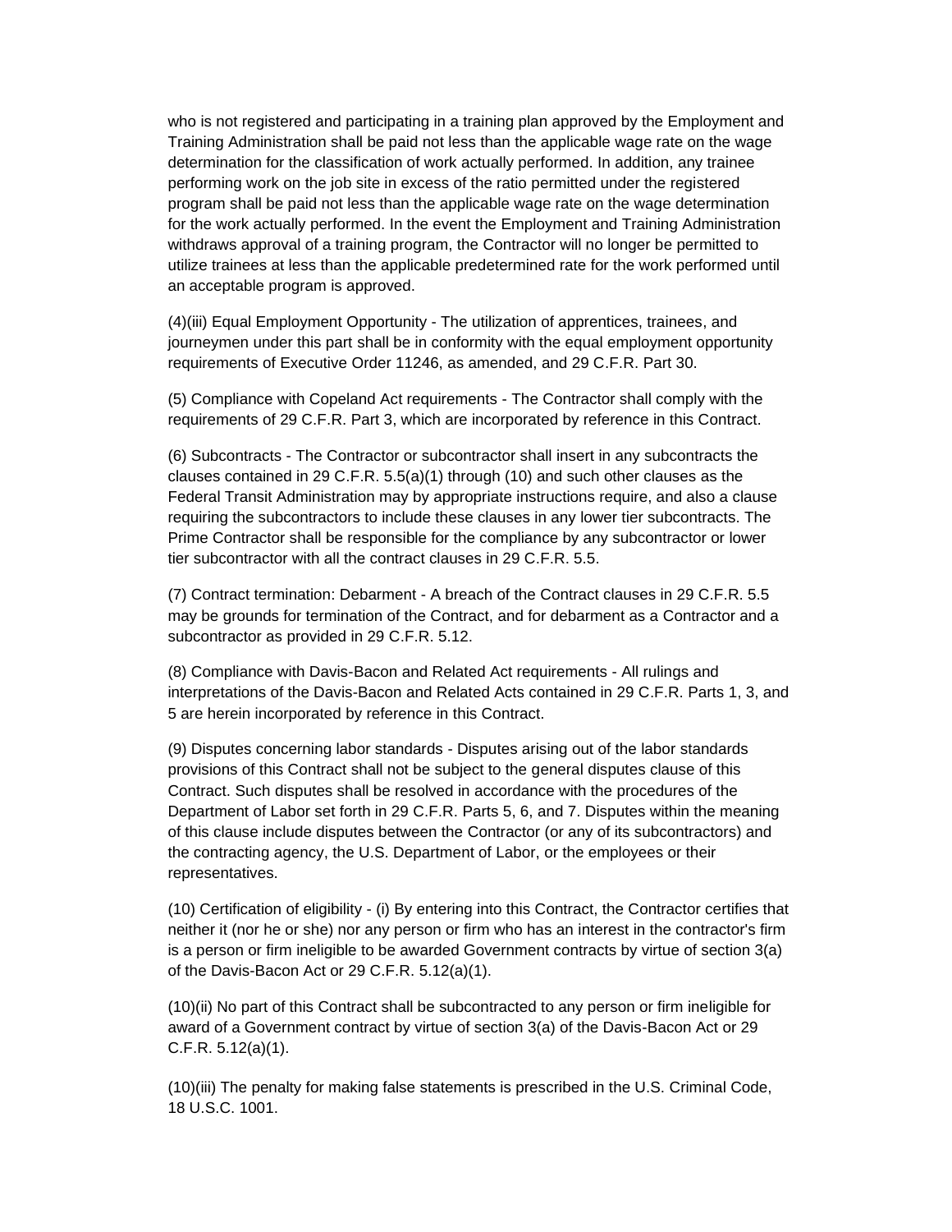who is not registered and participating in a training plan approved by the Employment and Training Administration shall be paid not less than the applicable wage rate on the wage determination for the classification of work actually performed. In addition, any trainee performing work on the job site in excess of the ratio permitted under the registered program shall be paid not less than the applicable wage rate on the wage determination for the work actually performed. In the event the Employment and Training Administration withdraws approval of a training program, the Contractor will no longer be permitted to utilize trainees at less than the applicable predetermined rate for the work performed until an acceptable program is approved.

(4)(iii) Equal Employment Opportunity - The utilization of apprentices, trainees, and journeymen under this part shall be in conformity with the equal employment opportunity requirements of Executive Order 11246, as amended, and 29 C.F.R. Part 30.

(5) Compliance with Copeland Act requirements - The Contractor shall comply with the requirements of 29 C.F.R. Part 3, which are incorporated by reference in this Contract.

(6) Subcontracts - The Contractor or subcontractor shall insert in any subcontracts the clauses contained in 29 C.F.R. 5.5(a)(1) through (10) and such other clauses as the Federal Transit Administration may by appropriate instructions require, and also a clause requiring the subcontractors to include these clauses in any lower tier subcontracts. The Prime Contractor shall be responsible for the compliance by any subcontractor or lower tier subcontractor with all the contract clauses in 29 C.F.R. 5.5.

(7) Contract termination: Debarment - A breach of the Contract clauses in 29 C.F.R. 5.5 may be grounds for termination of the Contract, and for debarment as a Contractor and a subcontractor as provided in 29 C.F.R. 5.12.

(8) Compliance with Davis-Bacon and Related Act requirements - All rulings and interpretations of the Davis-Bacon and Related Acts contained in 29 C.F.R. Parts 1, 3, and 5 are herein incorporated by reference in this Contract.

(9) Disputes concerning labor standards - Disputes arising out of the labor standards provisions of this Contract shall not be subject to the general disputes clause of this Contract. Such disputes shall be resolved in accordance with the procedures of the Department of Labor set forth in 29 C.F.R. Parts 5, 6, and 7. Disputes within the meaning of this clause include disputes between the Contractor (or any of its subcontractors) and the contracting agency, the U.S. Department of Labor, or the employees or their representatives.

(10) Certification of eligibility - (i) By entering into this Contract, the Contractor certifies that neither it (nor he or she) nor any person or firm who has an interest in the contractor's firm is a person or firm ineligible to be awarded Government contracts by virtue of section 3(a) of the Davis-Bacon Act or 29 C.F.R. 5.12(a)(1).

(10)(ii) No part of this Contract shall be subcontracted to any person or firm ineligible for award of a Government contract by virtue of section 3(a) of the Davis-Bacon Act or 29 C.F.R. 5.12(a)(1).

(10)(iii) The penalty for making false statements is prescribed in the U.S. Criminal Code, 18 U.S.C. 1001.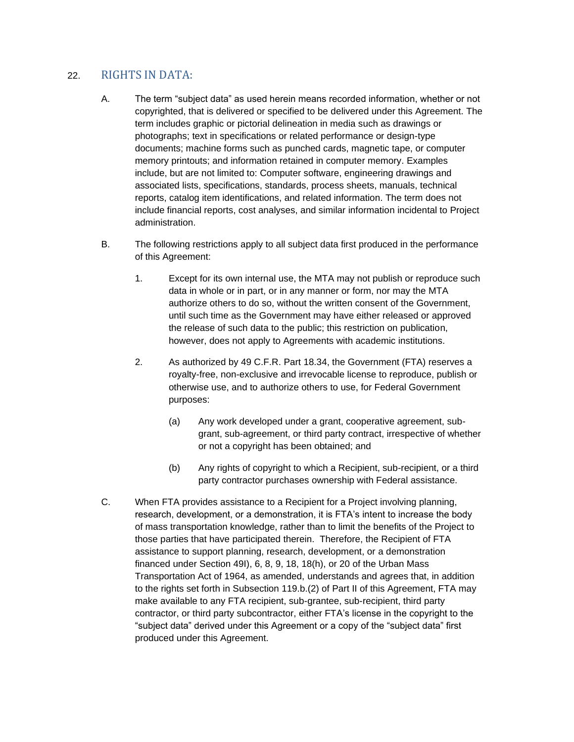## 22. RIGHTS IN DATA:

A. The term "subject data" as used herein means recorded information, whether or not copyrighted, that is delivered or specified to be delivered under this Agreement. The term includes graphic or pictorial delineation in media such as drawings or photographs; text in specifications or related performance or design-type documents; machine forms such as punched cards, magnetic tape, or computer memory printouts; and information retained in computer memory. Examples include, but are not limited to: Computer software, engineering drawings and associated lists, specifications, standards, process sheets, manuals, technical reports, catalog item identifications, and related information. The term does not include financial reports, cost analyses, and similar information incidental to Project administration.

B. The following restrictions apply to all subject data first produced in the performance of this Agreement:

1. Except for its own internal use, the MTA may not publish or reproduce such data in whole or in part, or in any manner or form, nor may the MTA authorize others to do so, without the written consent of the Government, until such time as the Government may have either released or approved the release of such data to the public; this restriction on publication, however, does not apply to Agreements with academic institutions.

2. As authorized by 49 C.F.R. Part 18.34, the Government (FTA) reserves a royalty-free, non-exclusive and irrevocable license to reproduce, publish or otherwise use, and to authorize others to use, for Federal Government purposes:

   (a) Any work developed under a grant, cooperative agreement, sub-grant, sub-agreement, or third party contract, irrespective of whether or not a copyright has been obtained; and

   (b) Any rights of copyright to which a Recipient, sub-recipient, or a third party contractor purchases ownership with Federal assistance.

C. When FTA provides assistance to a Recipient for a Project involving planning, research, development, or a demonstration, it is FTA's intent to increase the body of mass transportation knowledge, rather than to limit the benefits of the Project to those parties that have participated therein. Therefore, the Recipient of FTA assistance to support planning, research, development, or a demonstration financed under Section 49I), 6, 8, 9, 18, 18(h), or 20 of the Urban Mass Transportation Act of 1964, as amended, understands and agrees that, in addition to the rights set forth in Subsection 119.b.(2) of Part II of this Agreement, FTA may make available to any FTA recipient, sub-grantee, sub-recipient, third party contractor, or third party subcontractor, either FTA's license in the copyright to the "subject data" derived under this Agreement or a copy of the "subject data" first produced under this Agreement.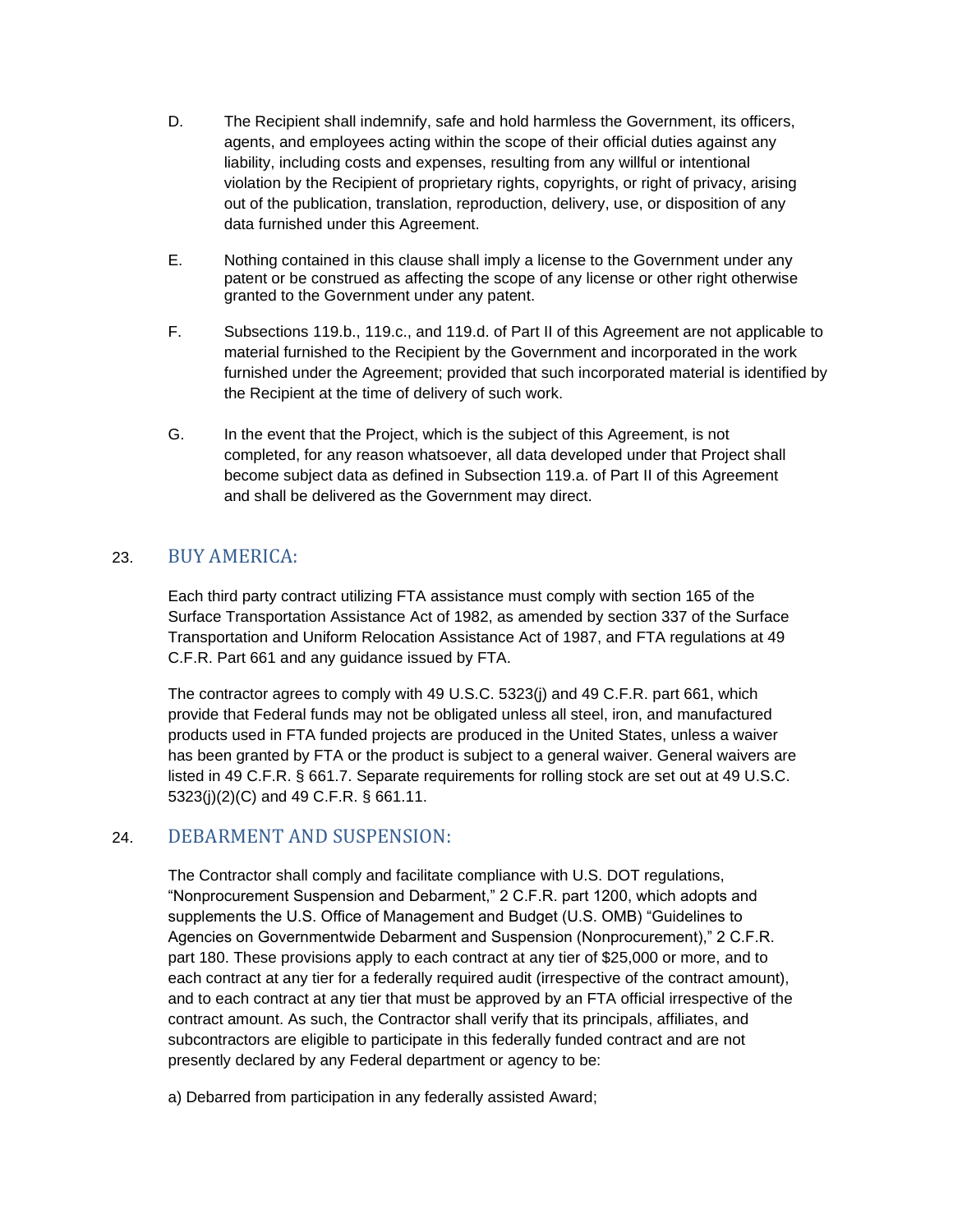D. The Recipient shall indemnify, safe and hold harmless the Government, its officers, agents, and employees acting within the scope of their official duties against any liability, including costs and expenses, resulting from any willful or intentional violation by the Recipient of proprietary rights, copyrights, or right of privacy, arising out of the publication, translation, reproduction, delivery, use, or disposition of any data furnished under this Agreement.

E. Nothing contained in this clause shall imply a license to the Government under any patent or be construed as affecting the scope of any license or other right otherwise granted to the Government under any patent.

F. Subsections 119.b., 119.c., and 119.d. of Part II of this Agreement are not applicable to material furnished to the Recipient by the Government and incorporated in the work furnished under the Agreement; provided that such incorporated material is identified by the Recipient at the time of delivery of such work.

G. In the event that the Project, which is the subject of this Agreement, is not completed, for any reason whatsoever, all data developed under that Project shall become subject data as defined in Subsection 119.a. of Part II of this Agreement and shall be delivered as the Government may direct.

## 23. BUY AMERICA:

Each third party contract utilizing FTA assistance must comply with section 165 of the Surface Transportation Assistance Act of 1982, as amended by section 337 of the Surface Transportation and Uniform Relocation Assistance Act of 1987, and FTA regulations at 49 C.F.R. Part 661 and any guidance issued by FTA.

The contractor agrees to comply with 49 U.S.C. 5323(j) and 49 C.F.R. part 661, which provide that Federal funds may not be obligated unless all steel, iron, and manufactured products used in FTA funded projects are produced in the United States, unless a waiver has been granted by FTA or the product is subject to a general waiver. General waivers are listed in 49 C.F.R. § 661.7. Separate requirements for rolling stock are set out at 49 U.S.C. 5323(j)(2)(C) and 49 C.F.R. § 661.11.

## 24. DEBARMENT AND SUSPENSION:

The Contractor shall comply and facilitate compliance with U.S. DOT regulations, “Nonprocurement Suspension and Debarment,” 2 C.F.R. part 1200, which adopts and supplements the U.S. Office of Management and Budget (U.S. OMB) “Guidelines to Agencies on Governmentwide Debarment and Suspension (Nonprocurement),” 2 C.F.R. part 180. These provisions apply to each contract at any tier of $25,000 or more, and to each contract at any tier for a federally required audit (irrespective of the contract amount), and to each contract at any tier that must be approved by an FTA official irrespective of the contract amount. As such, the Contractor shall verify that its principals, affiliates, and subcontractors are eligible to participate in this federally funded contract and are not presently declared by any Federal department or agency to be:

a) Debarred from participation in any federally assisted Award;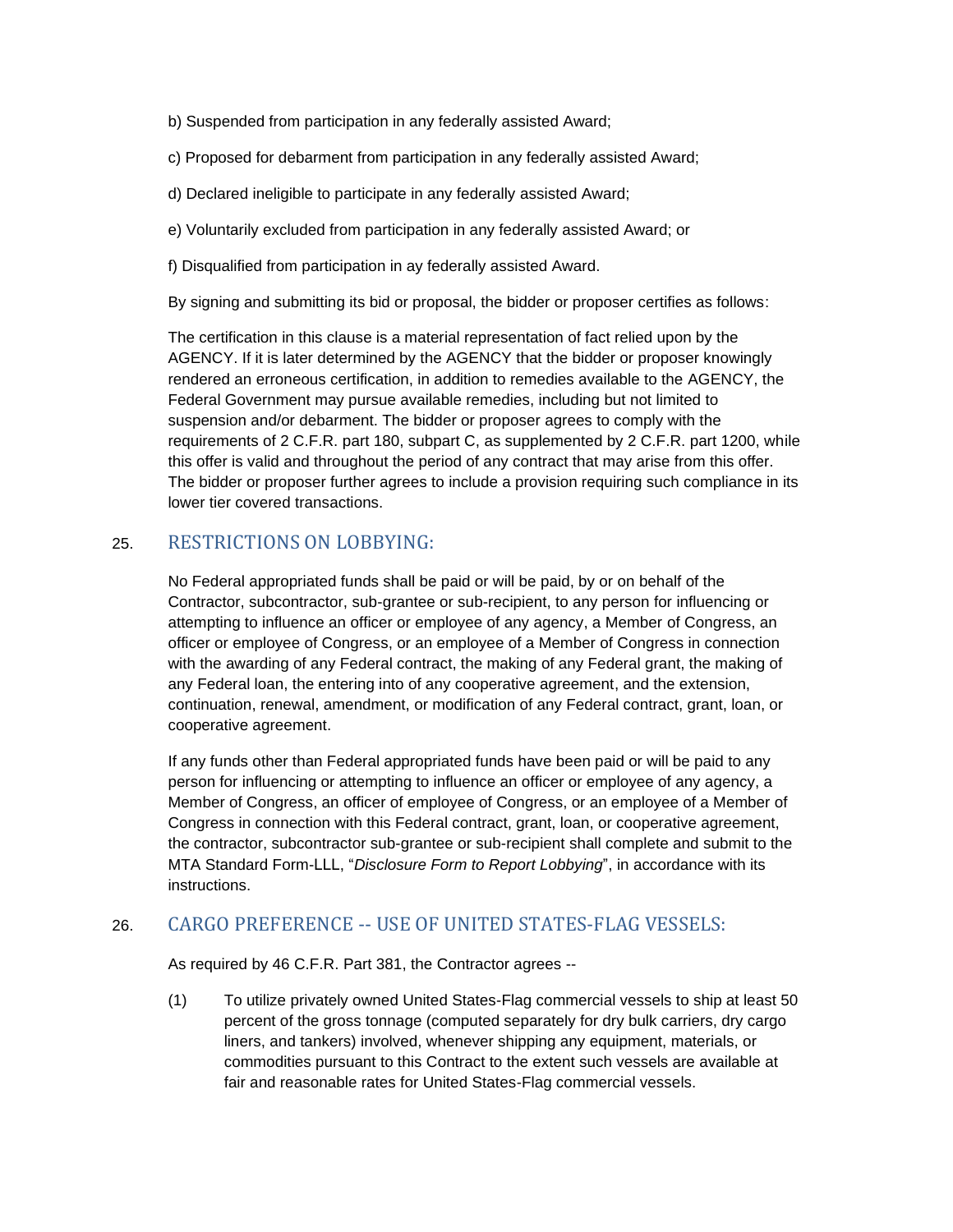b) Suspended from participation in any federally assisted Award;

c) Proposed for debarment from participation in any federally assisted Award;

d) Declared ineligible to participate in any federally assisted Award;

e) Voluntarily excluded from participation in any federally assisted Award; or

f) Disqualified from participation in ay federally assisted Award.

By signing and submitting its bid or proposal, the bidder or proposer certifies as follows:

The certification in this clause is a material representation of fact relied upon by the AGENCY. If it is later determined by the AGENCY that the bidder or proposer knowingly rendered an erroneous certification, in addition to remedies available to the AGENCY, the Federal Government may pursue available remedies, including but not limited to suspension and/or debarment. The bidder or proposer agrees to comply with the requirements of 2 C.F.R. part 180, subpart C, as supplemented by 2 C.F.R. part 1200, while this offer is valid and throughout the period of any contract that may arise from this offer. The bidder or proposer further agrees to include a provision requiring such compliance in its lower tier covered transactions.

## 25. RESTRICTIONS ON LOBBYING:

No Federal appropriated funds shall be paid or will be paid, by or on behalf of the Contractor, subcontractor, sub-grantee or sub-recipient, to any person for influencing or attempting to influence an officer or employee of any agency, a Member of Congress, an officer or employee of Congress, or an employee of a Member of Congress in connection with the awarding of any Federal contract, the making of any Federal grant, the making of any Federal loan, the entering into of any cooperative agreement, and the extension, continuation, renewal, amendment, or modification of any Federal contract, grant, loan, or cooperative agreement.

If any funds other than Federal appropriated funds have been paid or will be paid to any person for influencing or attempting to influence an officer or employee of any agency, a Member of Congress, an officer of employee of Congress, or an employee of a Member of Congress in connection with this Federal contract, grant, loan, or cooperative agreement, the contractor, subcontractor sub-grantee or sub-recipient shall complete and submit to the MTA Standard Form-LLL, "*Disclosure Form to Report Lobbying*", in accordance with its instructions.

## 26. CARGO PREFERENCE -- USE OF UNITED STATES-FLAG VESSELS:

As required by 46 C.F.R. Part 381, the Contractor agrees --

(1) To utilize privately owned United States-Flag commercial vessels to ship at least 50 percent of the gross tonnage (computed separately for dry bulk carriers, dry cargo liners, and tankers) involved, whenever shipping any equipment, materials, or commodities pursuant to this Contract to the extent such vessels are available at fair and reasonable rates for United States-Flag commercial vessels.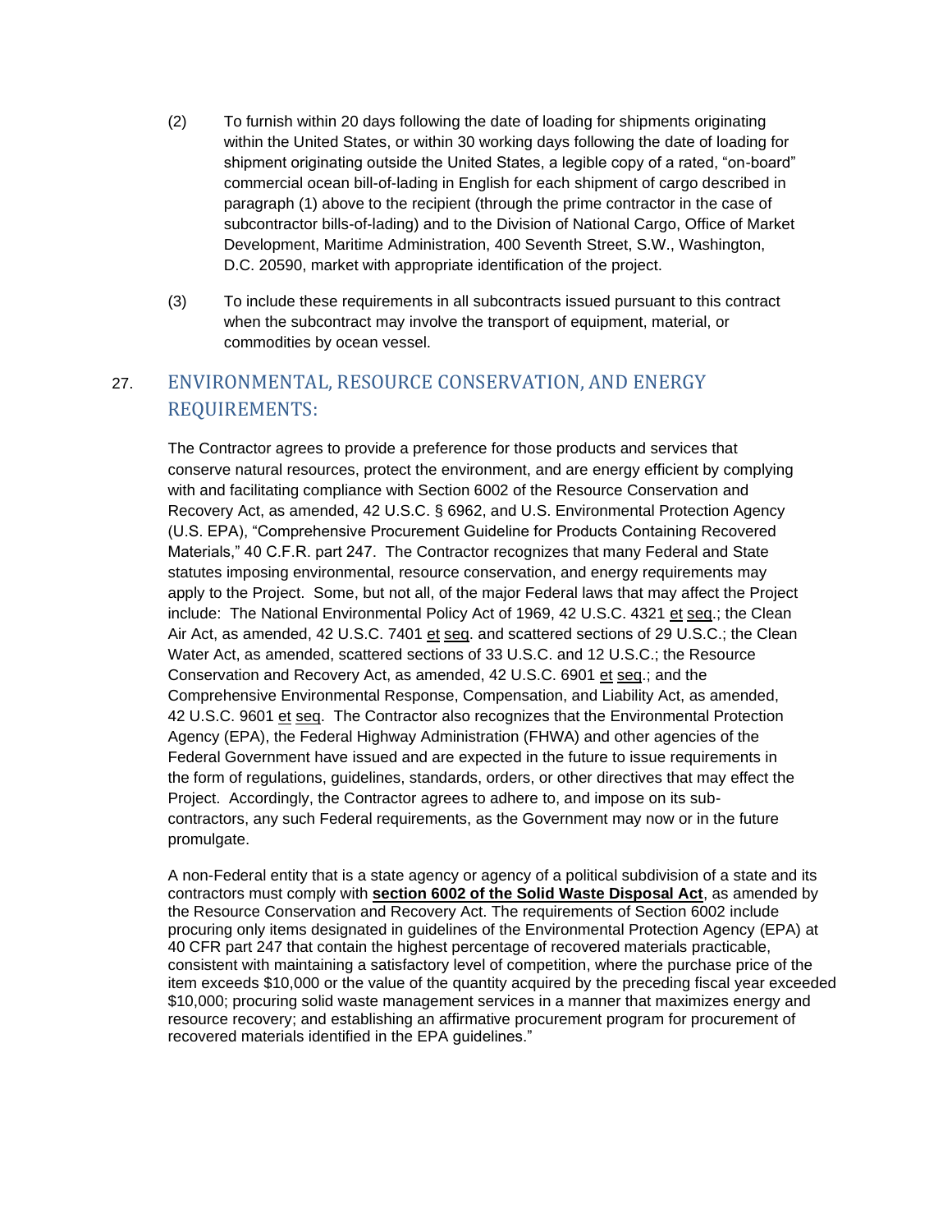(2) To furnish within 20 days following the date of loading for shipments originating within the United States, or within 30 working days following the date of loading for shipment originating outside the United States, a legible copy of a rated, "on-board" commercial ocean bill-of-lading in English for each shipment of cargo described in paragraph (1) above to the recipient (through the prime contractor in the case of subcontractor bills-of-lading) and to the Division of National Cargo, Office of Market Development, Maritime Administration, 400 Seventh Street, S.W., Washington, D.C. 20590, market with appropriate identification of the project.

(3) To include these requirements in all subcontracts issued pursuant to this contract when the subcontract may involve the transport of equipment, material, or commodities by ocean vessel.

## 27. ENVIRONMENTAL, RESOURCE CONSERVATION, AND ENERGY REQUIREMENTS:

The Contractor agrees to provide a preference for those products and services that conserve natural resources, protect the environment, and are energy efficient by complying with and facilitating compliance with Section 6002 of the Resource Conservation and Recovery Act, as amended, 42 U.S.C. § 6962, and U.S. Environmental Protection Agency (U.S. EPA), "Comprehensive Procurement Guideline for Products Containing Recovered Materials," 40 C.F.R. part 247. The Contractor recognizes that many Federal and State statutes imposing environmental, resource conservation, and energy requirements may apply to the Project. Some, but not all, of the major Federal laws that may affect the Project include: The National Environmental Policy Act of 1969, 42 U.S.C. 4321 et seq.; the Clean Air Act, as amended, 42 U.S.C. 7401 et seq. and scattered sections of 29 U.S.C.; the Clean Water Act, as amended, scattered sections of 33 U.S.C. and 12 U.S.C.; the Resource Conservation and Recovery Act, as amended, 42 U.S.C. 6901 et seq.; and the Comprehensive Environmental Response, Compensation, and Liability Act, as amended, 42 U.S.C. 9601 et seq. The Contractor also recognizes that the Environmental Protection Agency (EPA), the Federal Highway Administration (FHWA) and other agencies of the Federal Government have issued and are expected in the future to issue requirements in the form of regulations, guidelines, standards, orders, or other directives that may effect the Project. Accordingly, the Contractor agrees to adhere to, and impose on its sub-contractors, any such Federal requirements, as the Government may now or in the future promulgate.

A non-Federal entity that is a state agency or agency of a political subdivision of a state and its contractors must comply with **section 6002 of the Solid Waste Disposal Act**, as amended by the Resource Conservation and Recovery Act. The requirements of Section 6002 include procuring only items designated in guidelines of the Environmental Protection Agency (EPA) at 40 CFR part 247 that contain the highest percentage of recovered materials practicable, consistent with maintaining a satisfactory level of competition, where the purchase price of the item exceeds $10,000 or the value of the quantity acquired by the preceding fiscal year exceeded $10,000; procuring solid waste management services in a manner that maximizes energy and resource recovery; and establishing an affirmative procurement program for procurement of recovered materials identified in the EPA guidelines."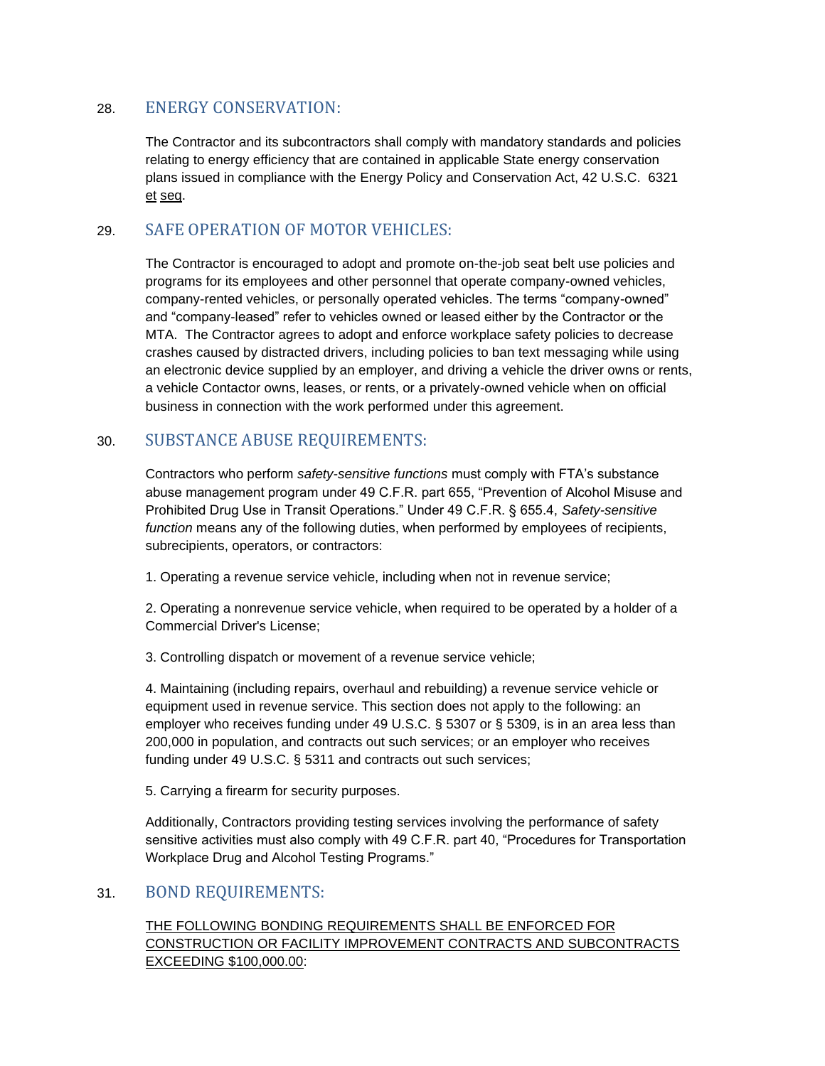## 28. ENERGY CONSERVATION:

The Contractor and its subcontractors shall comply with mandatory standards and policies relating to energy efficiency that are contained in applicable State energy conservation plans issued in compliance with the Energy Policy and Conservation Act, 42 U.S.C. 6321 <u>et</u> <u>seq</u>.

## 29. SAFE OPERATION OF MOTOR VEHICLES:

The Contractor is encouraged to adopt and promote on-the-job seat belt use policies and programs for its employees and other personnel that operate company-owned vehicles, company-rented vehicles, or personally operated vehicles. The terms “company-owned” and “company-leased” refer to vehicles owned or leased either by the Contractor or the MTA. The Contractor agrees to adopt and enforce workplace safety policies to decrease crashes caused by distracted drivers, including policies to ban text messaging while using an electronic device supplied by an employer, and driving a vehicle the driver owns or rents, a vehicle Contactor owns, leases, or rents, or a privately-owned vehicle when on official business in connection with the work performed under this agreement.

## 30. SUBSTANCE ABUSE REQUIREMENTS:

Contractors who perform *safety-sensitive functions* must comply with FTA’s substance abuse management program under 49 C.F.R. part 655, “Prevention of Alcohol Misuse and Prohibited Drug Use in Transit Operations.” Under 49 C.F.R. § 655.4, *Safety-sensitive function* means any of the following duties, when performed by employees of recipients, subrecipients, operators, or contractors:

1. Operating a revenue service vehicle, including when not in revenue service;

2. Operating a nonrevenue service vehicle, when required to be operated by a holder of a Commercial Driver's License;

3. Controlling dispatch or movement of a revenue service vehicle;

4. Maintaining (including repairs, overhaul and rebuilding) a revenue service vehicle or equipment used in revenue service. This section does not apply to the following: an employer who receives funding under 49 U.S.C. § 5307 or § 5309, is in an area less than 200,000 in population, and contracts out such services; or an employer who receives funding under 49 U.S.C. § 5311 and contracts out such services;

5. Carrying a firearm for security purposes.

Additionally, Contractors providing testing services involving the performance of safety sensitive activities must also comply with 49 C.F.R. part 40, “Procedures for Transportation Workplace Drug and Alcohol Testing Programs.”

## 31. BOND REQUIREMENTS:

<u>THE FOLLOWING BONDING REQUIREMENTS SHALL BE ENFORCED FOR CONSTRUCTION OR FACILITY IMPROVEMENT CONTRACTS AND SUBCONTRACTS EXCEEDING $100,000.00</u>: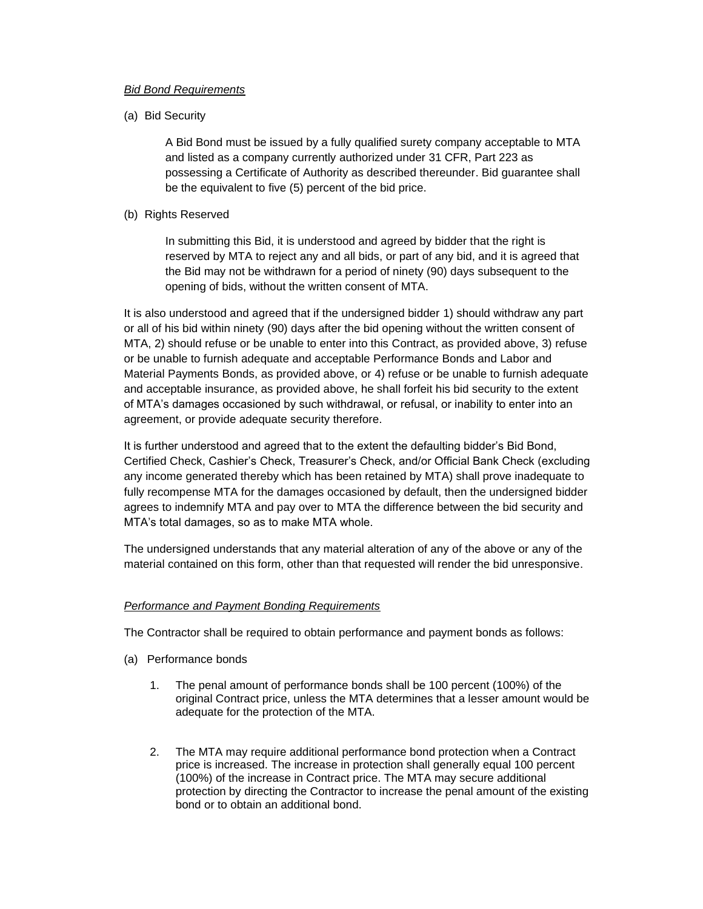*Bid Bond Requirements*

(a) Bid Security

A Bid Bond must be issued by a fully qualified surety company acceptable to MTA and listed as a company currently authorized under 31 CFR, Part 223 as possessing a Certificate of Authority as described thereunder. Bid guarantee shall be the equivalent to five (5) percent of the bid price.

(b) Rights Reserved

In submitting this Bid, it is understood and agreed by bidder that the right is reserved by MTA to reject any and all bids, or part of any bid, and it is agreed that the Bid may not be withdrawn for a period of ninety (90) days subsequent to the opening of bids, without the written consent of MTA.

It is also understood and agreed that if the undersigned bidder 1) should withdraw any part or all of his bid within ninety (90) days after the bid opening without the written consent of MTA, 2) should refuse or be unable to enter into this Contract, as provided above, 3) refuse or be unable to furnish adequate and acceptable Performance Bonds and Labor and Material Payments Bonds, as provided above, or 4) refuse or be unable to furnish adequate and acceptable insurance, as provided above, he shall forfeit his bid security to the extent of MTA's damages occasioned by such withdrawal, or refusal, or inability to enter into an agreement, or provide adequate security therefore.

It is further understood and agreed that to the extent the defaulting bidder's Bid Bond, Certified Check, Cashier's Check, Treasurer's Check, and/or Official Bank Check (excluding any income generated thereby which has been retained by MTA) shall prove inadequate to fully recompense MTA for the damages occasioned by default, then the undersigned bidder agrees to indemnify MTA and pay over to MTA the difference between the bid security and MTA's total damages, so as to make MTA whole.

The undersigned understands that any material alteration of any of the above or any of the material contained on this form, other than that requested will render the bid unresponsive.

*Performance and Payment Bonding Requirements*

The Contractor shall be required to obtain performance and payment bonds as follows:

(a) Performance bonds

1. The penal amount of performance bonds shall be 100 percent (100%) of the original Contract price, unless the MTA determines that a lesser amount would be adequate for the protection of the MTA.

2. The MTA may require additional performance bond protection when a Contract price is increased. The increase in protection shall generally equal 100 percent (100%) of the increase in Contract price. The MTA may secure additional protection by directing the Contractor to increase the penal amount of the existing bond or to obtain an additional bond.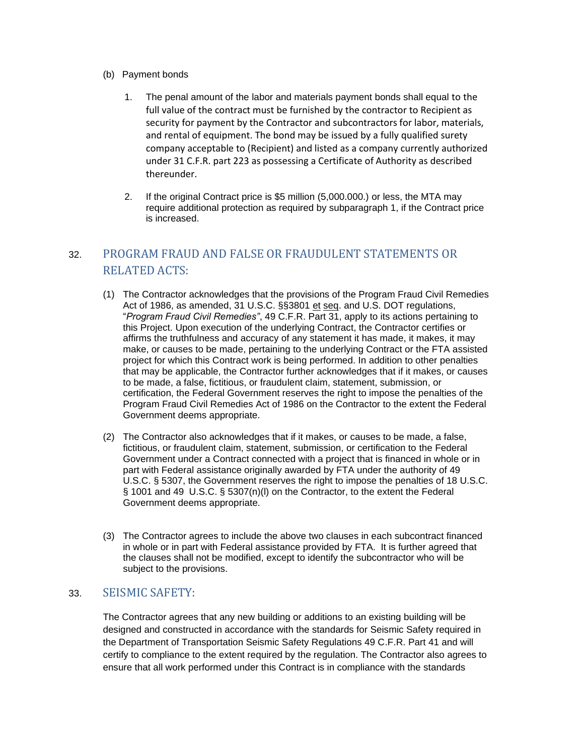(b) Payment bonds

1. The penal amount of the labor and materials payment bonds shall equal to the full value of the contract must be furnished by the contractor to Recipient as security for payment by the Contractor and subcontractors for labor, materials, and rental of equipment. The bond may be issued by a fully qualified surety company acceptable to (Recipient) and listed as a company currently authorized under 31 C.F.R. part 223 as possessing a Certificate of Authority as described thereunder.

2. If the original Contract price is $5 million (5,000.000.) or less, the MTA may require additional protection as required by subparagraph 1, if the Contract price is increased.

## 32. PROGRAM FRAUD AND FALSE OR FRAUDULENT STATEMENTS OR RELATED ACTS:

(1) The Contractor acknowledges that the provisions of the Program Fraud Civil Remedies Act of 1986, as amended, 31 U.S.C. §§3801 et seq. and U.S. DOT regulations, "*Program Fraud Civil Remedies*", 49 C.F.R. Part 31, apply to its actions pertaining to this Project. Upon execution of the underlying Contract, the Contractor certifies or affirms the truthfulness and accuracy of any statement it has made, it makes, it may make, or causes to be made, pertaining to the underlying Contract or the FTA assisted project for which this Contract work is being performed. In addition to other penalties that may be applicable, the Contractor further acknowledges that if it makes, or causes to be made, a false, fictitious, or fraudulent claim, statement, submission, or certification, the Federal Government reserves the right to impose the penalties of the Program Fraud Civil Remedies Act of 1986 on the Contractor to the extent the Federal Government deems appropriate.

(2) The Contractor also acknowledges that if it makes, or causes to be made, a false, fictitious, or fraudulent claim, statement, submission, or certification to the Federal Government under a Contract connected with a project that is financed in whole or in part with Federal assistance originally awarded by FTA under the authority of 49 U.S.C. § 5307, the Government reserves the right to impose the penalties of 18 U.S.C. § 1001 and 49 U.S.C. § 5307(n)(l) on the Contractor, to the extent the Federal Government deems appropriate.

(3) The Contractor agrees to include the above two clauses in each subcontract financed in whole or in part with Federal assistance provided by FTA. It is further agreed that the clauses shall not be modified, except to identify the subcontractor who will be subject to the provisions.

## 33. SEISMIC SAFETY:

The Contractor agrees that any new building or additions to an existing building will be designed and constructed in accordance with the standards for Seismic Safety required in the Department of Transportation Seismic Safety Regulations 49 C.F.R. Part 41 and will certify to compliance to the extent required by the regulation. The Contractor also agrees to ensure that all work performed under this Contract is in compliance with the standards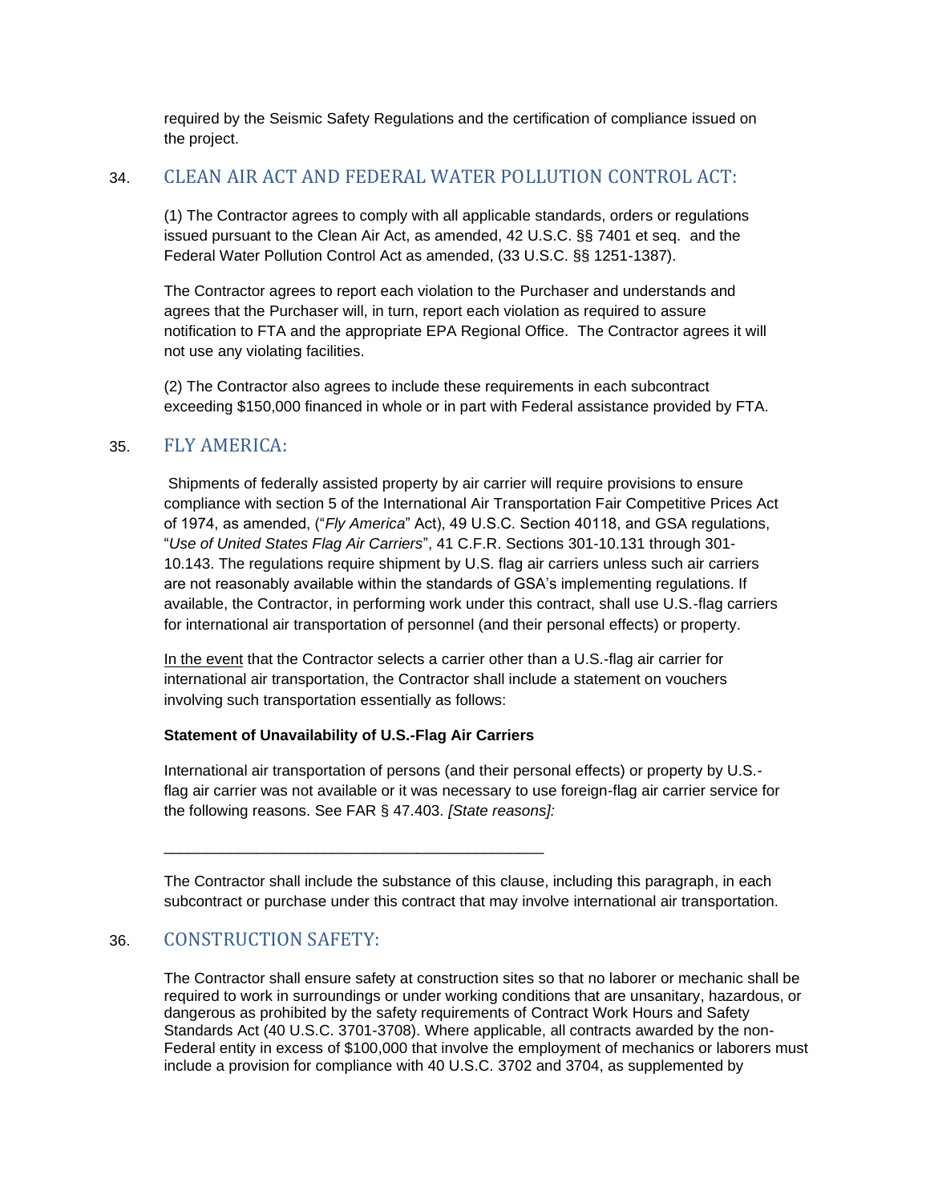required by the Seismic Safety Regulations and the certification of compliance issued on the project.

## 34. CLEAN AIR ACT AND FEDERAL WATER POLLUTION CONTROL ACT:

(1) The Contractor agrees to comply with all applicable standards, orders or regulations issued pursuant to the Clean Air Act, as amended, 42 U.S.C. §§ 7401 et seq. and the Federal Water Pollution Control Act as amended, (33 U.S.C. §§ 1251-1387).

The Contractor agrees to report each violation to the Purchaser and understands and agrees that the Purchaser will, in turn, report each violation as required to assure notification to FTA and the appropriate EPA Regional Office. The Contractor agrees it will not use any violating facilities.

(2) The Contractor also agrees to include these requirements in each subcontract exceeding $150,000 financed in whole or in part with Federal assistance provided by FTA.

## 35. FLY AMERICA:

Shipments of federally assisted property by air carrier will require provisions to ensure compliance with section 5 of the International Air Transportation Fair Competitive Prices Act of 1974, as amended, ("*Fly America*" Act), 49 U.S.C. Section 40118, and GSA regulations, "*Use of United States Flag Air Carriers*", 41 C.F.R. Sections 301-10.131 through 301-10.143. The regulations require shipment by U.S. flag air carriers unless such air carriers are not reasonably available within the standards of GSA's implementing regulations. If available, the Contractor, in performing work under this contract, shall use U.S.-flag carriers for international air transportation of personnel (and their personal effects) or property.

<u>In the event</u> that the Contractor selects a carrier other than a U.S.-flag air carrier for international air transportation, the Contractor shall include a statement on vouchers involving such transportation essentially as follows:

**Statement of Unavailability of U.S.-Flag Air Carriers**

International air transportation of persons (and their personal effects) or property by U.S.-flag air carrier was not available or it was necessary to use foreign-flag air carrier service for the following reasons. See FAR § 47.403. *[State reasons]:*

_____________________________________________

The Contractor shall include the substance of this clause, including this paragraph, in each subcontract or purchase under this contract that may involve international air transportation.

## 36. CONSTRUCTION SAFETY:

The Contractor shall ensure safety at construction sites so that no laborer or mechanic shall be required to work in surroundings or under working conditions that are unsanitary, hazardous, or dangerous as prohibited by the safety requirements of Contract Work Hours and Safety Standards Act (40 U.S.C. 3701-3708). Where applicable, all contracts awarded by the non-Federal entity in excess of $100,000 that involve the employment of mechanics or laborers must include a provision for compliance with 40 U.S.C. 3702 and 3704, as supplemented by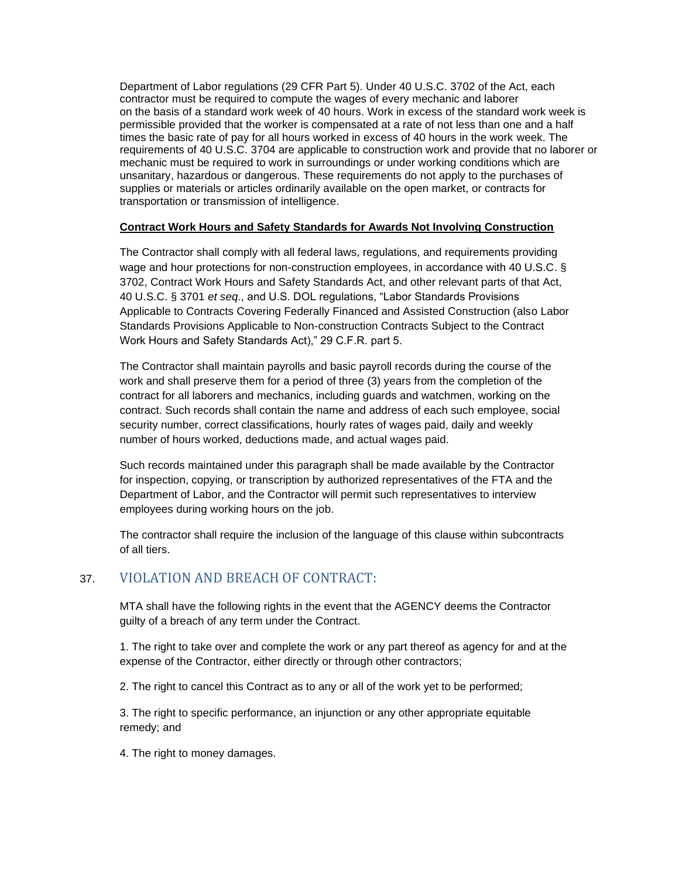Department of Labor regulations (29 CFR Part 5). Under 40 U.S.C. 3702 of the Act, each contractor must be required to compute the wages of every mechanic and laborer on the basis of a standard work week of 40 hours. Work in excess of the standard work week is permissible provided that the worker is compensated at a rate of not less than one and a half times the basic rate of pay for all hours worked in excess of 40 hours in the work week. The requirements of 40 U.S.C. 3704 are applicable to construction work and provide that no laborer or mechanic must be required to work in surroundings or under working conditions which are unsanitary, hazardous or dangerous. These requirements do not apply to the purchases of supplies or materials or articles ordinarily available on the open market, or contracts for transportation or transmission of intelligence.

**Contract Work Hours and Safety Standards for Awards Not Involving Construction**

The Contractor shall comply with all federal laws, regulations, and requirements providing wage and hour protections for non-construction employees, in accordance with 40 U.S.C. § 3702, Contract Work Hours and Safety Standards Act, and other relevant parts of that Act, 40 U.S.C. § 3701 *et seq*., and U.S. DOL regulations, "Labor Standards Provisions Applicable to Contracts Covering Federally Financed and Assisted Construction (also Labor Standards Provisions Applicable to Non-construction Contracts Subject to the Contract Work Hours and Safety Standards Act)," 29 C.F.R. part 5.

The Contractor shall maintain payrolls and basic payroll records during the course of the work and shall preserve them for a period of three (3) years from the completion of the contract for all laborers and mechanics, including guards and watchmen, working on the contract. Such records shall contain the name and address of each such employee, social security number, correct classifications, hourly rates of wages paid, daily and weekly number of hours worked, deductions made, and actual wages paid.

Such records maintained under this paragraph shall be made available by the Contractor for inspection, copying, or transcription by authorized representatives of the FTA and the Department of Labor, and the Contractor will permit such representatives to interview employees during working hours on the job.

The contractor shall require the inclusion of the language of this clause within subcontracts of all tiers.

## 37. VIOLATION AND BREACH OF CONTRACT:

MTA shall have the following rights in the event that the AGENCY deems the Contractor guilty of a breach of any term under the Contract.

1. The right to take over and complete the work or any part thereof as agency for and at the expense of the Contractor, either directly or through other contractors;

2. The right to cancel this Contract as to any or all of the work yet to be performed;

3. The right to specific performance, an injunction or any other appropriate equitable remedy; and

4. The right to money damages.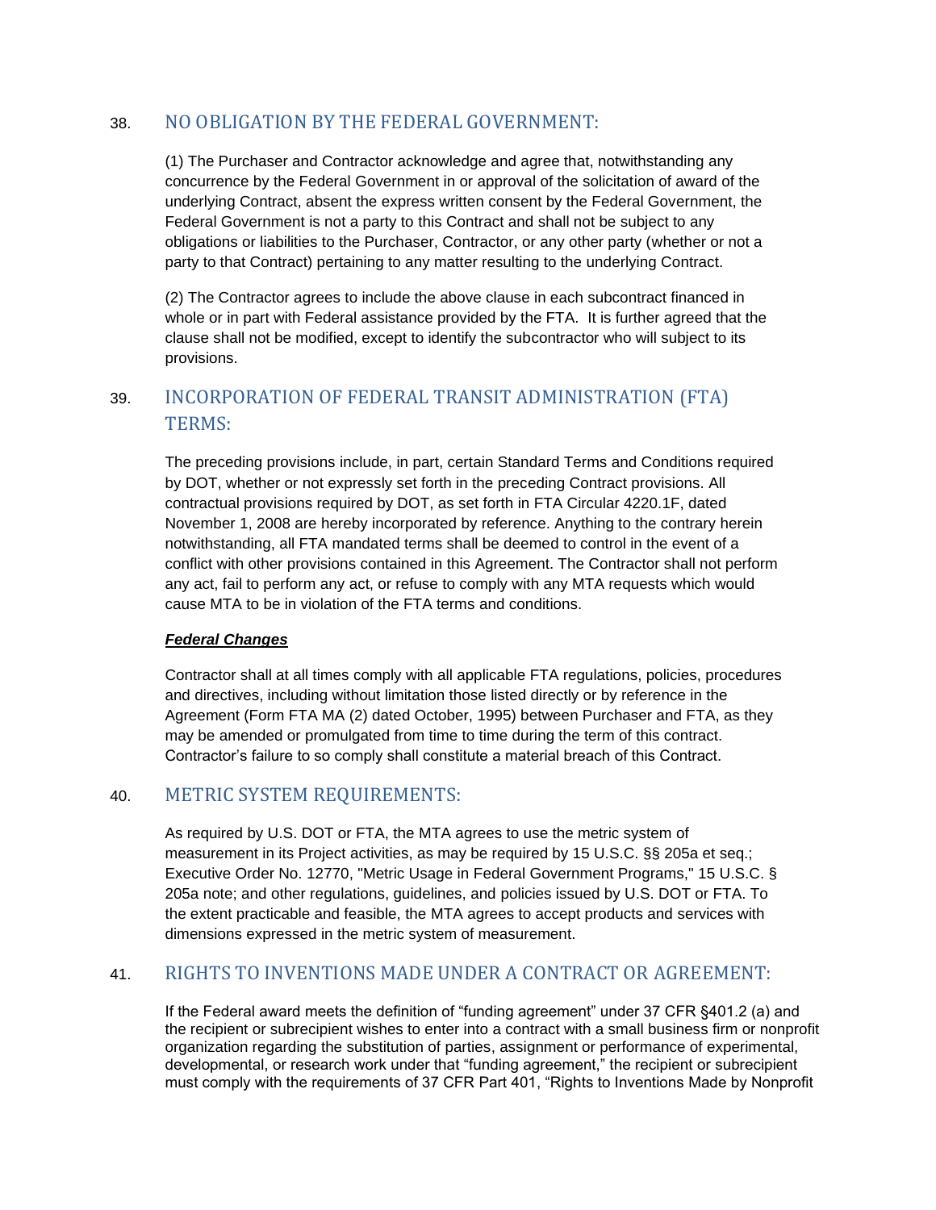## 38. NO OBLIGATION BY THE FEDERAL GOVERNMENT:

(1) The Purchaser and Contractor acknowledge and agree that, notwithstanding any concurrence by the Federal Government in or approval of the solicitation of award of the underlying Contract, absent the express written consent by the Federal Government, the Federal Government is not a party to this Contract and shall not be subject to any obligations or liabilities to the Purchaser, Contractor, or any other party (whether or not a party to that Contract) pertaining to any matter resulting to the underlying Contract.

(2) The Contractor agrees to include the above clause in each subcontract financed in whole or in part with Federal assistance provided by the FTA. It is further agreed that the clause shall not be modified, except to identify the subcontractor who will subject to its provisions.

## 39. INCORPORATION OF FEDERAL TRANSIT ADMINISTRATION (FTA) TERMS:

The preceding provisions include, in part, certain Standard Terms and Conditions required by DOT, whether or not expressly set forth in the preceding Contract provisions. All contractual provisions required by DOT, as set forth in FTA Circular 4220.1F, dated November 1, 2008 are hereby incorporated by reference. Anything to the contrary herein notwithstanding, all FTA mandated terms shall be deemed to control in the event of a conflict with other provisions contained in this Agreement. The Contractor shall not perform any act, fail to perform any act, or refuse to comply with any MTA requests which would cause MTA to be in violation of the FTA terms and conditions.

***Federal Changes***

Contractor shall at all times comply with all applicable FTA regulations, policies, procedures and directives, including without limitation those listed directly or by reference in the Agreement (Form FTA MA (2) dated October, 1995) between Purchaser and FTA, as they may be amended or promulgated from time to time during the term of this contract. Contractor's failure to so comply shall constitute a material breach of this Contract.

## 40. METRIC SYSTEM REQUIREMENTS:

As required by U.S. DOT or FTA, the MTA agrees to use the metric system of measurement in its Project activities, as may be required by 15 U.S.C. §§ 205a et seq.; Executive Order No. 12770, "Metric Usage in Federal Government Programs," 15 U.S.C. § 205a note; and other regulations, guidelines, and policies issued by U.S. DOT or FTA. To the extent practicable and feasible, the MTA agrees to accept products and services with dimensions expressed in the metric system of measurement.

## 41. RIGHTS TO INVENTIONS MADE UNDER A CONTRACT OR AGREEMENT:

If the Federal award meets the definition of "funding agreement" under 37 CFR §401.2 (a) and the recipient or subrecipient wishes to enter into a contract with a small business firm or nonprofit organization regarding the substitution of parties, assignment or performance of experimental, developmental, or research work under that "funding agreement," the recipient or subrecipient must comply with the requirements of 37 CFR Part 401, "Rights to Inventions Made by Nonprofit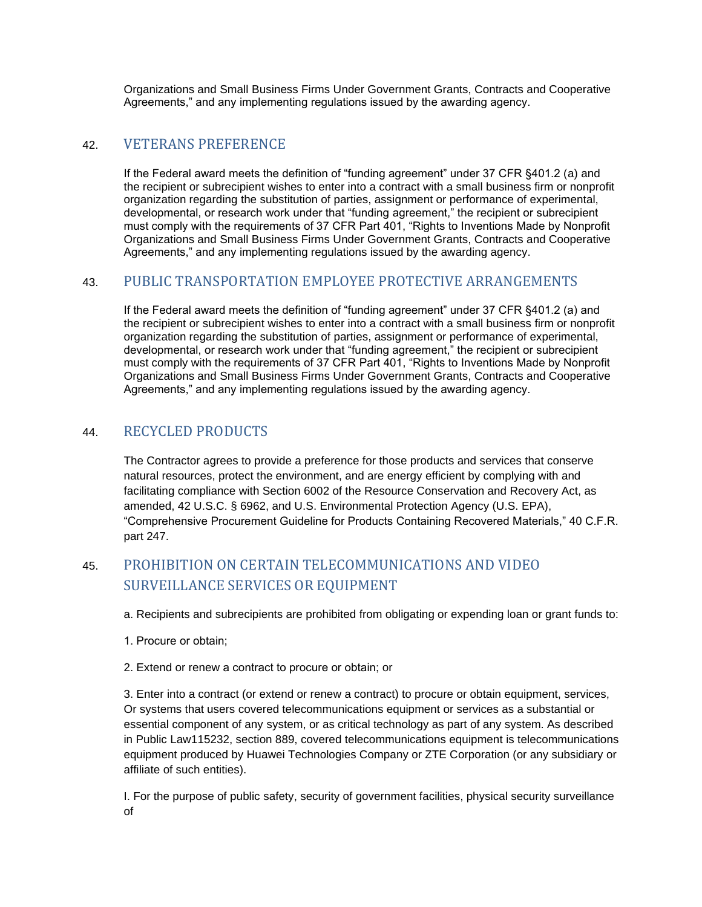Organizations and Small Business Firms Under Government Grants, Contracts and Cooperative Agreements," and any implementing regulations issued by the awarding agency.

## 42. VETERANS PREFERENCE

If the Federal award meets the definition of "funding agreement" under 37 CFR §401.2 (a) and the recipient or subrecipient wishes to enter into a contract with a small business firm or nonprofit organization regarding the substitution of parties, assignment or performance of experimental, developmental, or research work under that "funding agreement," the recipient or subrecipient must comply with the requirements of 37 CFR Part 401, "Rights to Inventions Made by Nonprofit Organizations and Small Business Firms Under Government Grants, Contracts and Cooperative Agreements," and any implementing regulations issued by the awarding agency.

## 43. PUBLIC TRANSPORTATION EMPLOYEE PROTECTIVE ARRANGEMENTS

If the Federal award meets the definition of "funding agreement" under 37 CFR §401.2 (a) and the recipient or subrecipient wishes to enter into a contract with a small business firm or nonprofit organization regarding the substitution of parties, assignment or performance of experimental, developmental, or research work under that "funding agreement," the recipient or subrecipient must comply with the requirements of 37 CFR Part 401, "Rights to Inventions Made by Nonprofit Organizations and Small Business Firms Under Government Grants, Contracts and Cooperative Agreements," and any implementing regulations issued by the awarding agency.

## 44. RECYCLED PRODUCTS

The Contractor agrees to provide a preference for those products and services that conserve natural resources, protect the environment, and are energy efficient by complying with and facilitating compliance with Section 6002 of the Resource Conservation and Recovery Act, as amended, 42 U.S.C. § 6962, and U.S. Environmental Protection Agency (U.S. EPA), "Comprehensive Procurement Guideline for Products Containing Recovered Materials," 40 C.F.R. part 247.

## 45. PROHIBITION ON CERTAIN TELECOMMUNICATIONS AND VIDEO SURVEILLANCE SERVICES OR EQUIPMENT

a. Recipients and subrecipients are prohibited from obligating or expending loan or grant funds to:

1. Procure or obtain;

2. Extend or renew a contract to procure or obtain; or

3. Enter into a contract (or extend or renew a contract) to procure or obtain equipment, services, Or systems that users covered telecommunications equipment or services as a substantial or essential component of any system, or as critical technology as part of any system. As described in Public Law115232, section 889, covered telecommunications equipment is telecommunications equipment produced by Huawei Technologies Company or ZTE Corporation (or any subsidiary or affiliate of such entities).

I. For the purpose of public safety, security of government facilities, physical security surveillance of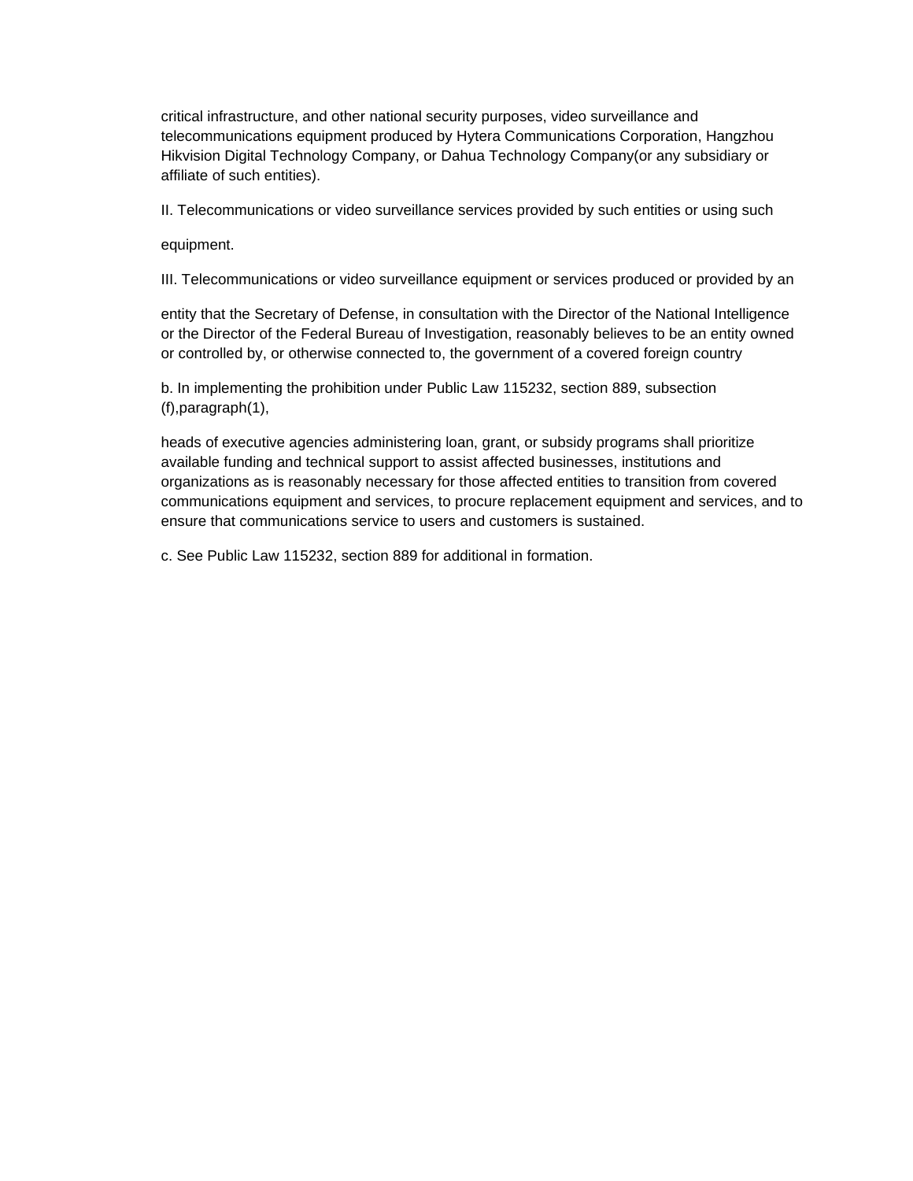critical infrastructure, and other national security purposes, video surveillance and telecommunications equipment produced by Hytera Communications Corporation, Hangzhou Hikvision Digital Technology Company, or Dahua Technology Company(or any subsidiary or affiliate of such entities).

II. Telecommunications or video surveillance services provided by such entities or using such

equipment.

III. Telecommunications or video surveillance equipment or services produced or provided by an

entity that the Secretary of Defense, in consultation with the Director of the National Intelligence or the Director of the Federal Bureau of Investigation, reasonably believes to be an entity owned or controlled by, or otherwise connected to, the government of a covered foreign country

b. In implementing the prohibition under Public Law 115232, section 889, subsection (f),paragraph(1),

heads of executive agencies administering loan, grant, or subsidy programs shall prioritize available funding and technical support to assist affected businesses, institutions and organizations as is reasonably necessary for those affected entities to transition from covered communications equipment and services, to procure replacement equipment and services, and to ensure that communications service to users and customers is sustained.

c. See Public Law 115232, section 889 for additional in formation.